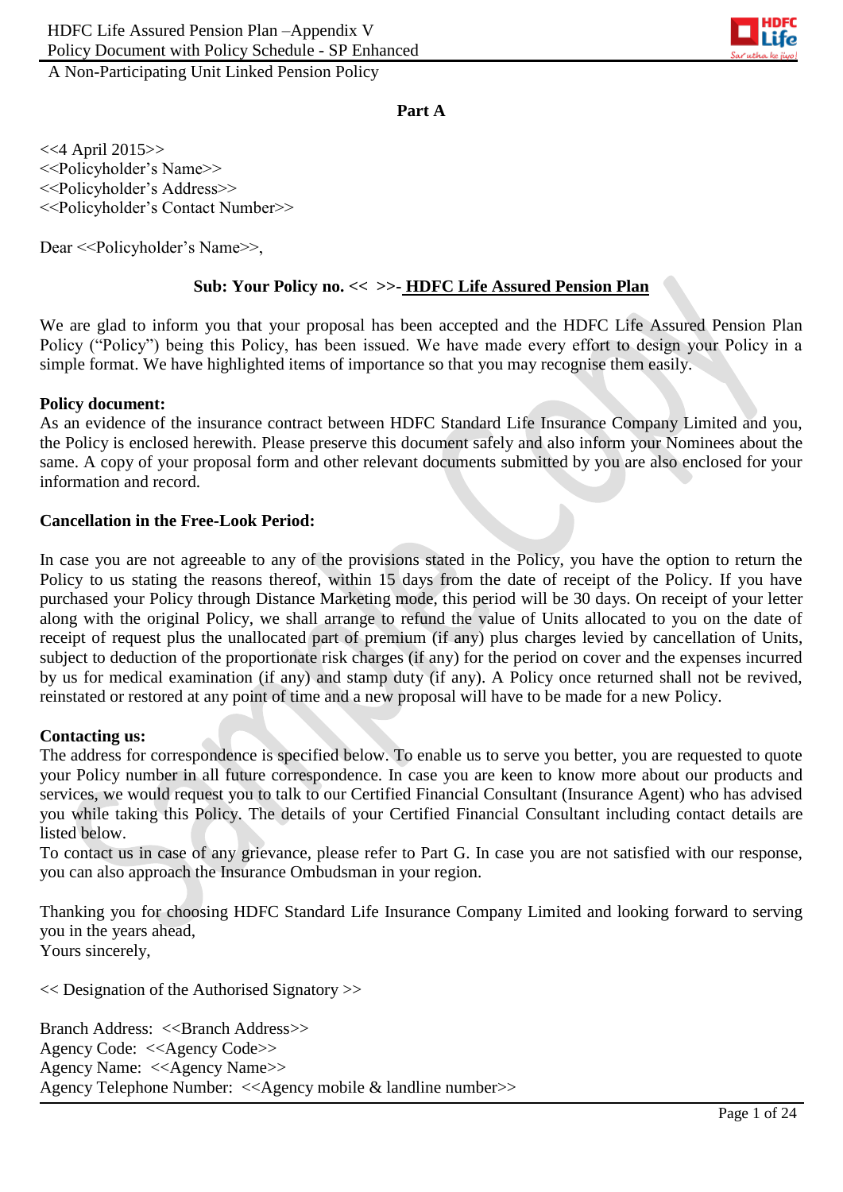HDFC Life Assured Pension Plan –Appendix V
Policy Document with Policy Schedule - SP Enhanced
A Non-Participating Unit Linked Pension Policy

## Part A

<<4 April 2015>>
<<Policyholder's Name>>
<<Policyholder's Address>>
<<Policyholder's Contact Number>>

Dear <<Policyholder's Name>>,

**Sub: Your Policy no. << >>- HDFC Life Assured Pension Plan**

We are glad to inform you that your proposal has been accepted and the HDFC Life Assured Pension Plan Policy ("Policy") being this Policy, has been issued. We have made every effort to design your Policy in a simple format. We have highlighted items of importance so that you may recognise them easily.

**Policy document:**
As an evidence of the insurance contract between HDFC Standard Life Insurance Company Limited and you, the Policy is enclosed herewith. Please preserve this document safely and also inform your Nominees about the same. A copy of your proposal form and other relevant documents submitted by you are also enclosed for your information and record.

**Cancellation in the Free-Look Period:**

In case you are not agreeable to any of the provisions stated in the Policy, you have the option to return the Policy to us stating the reasons thereof, within 15 days from the date of receipt of the Policy. If you have purchased your Policy through Distance Marketing mode, this period will be 30 days. On receipt of your letter along with the original Policy, we shall arrange to refund the value of Units allocated to you on the date of receipt of request plus the unallocated part of premium (if any) plus charges levied by cancellation of Units, subject to deduction of the proportionate risk charges (if any) for the period on cover and the expenses incurred by us for medical examination (if any) and stamp duty (if any). A Policy once returned shall not be revived, reinstated or restored at any point of time and a new proposal will have to be made for a new Policy.

**Contacting us:**
The address for correspondence is specified below. To enable us to serve you better, you are requested to quote your Policy number in all future correspondence. In case you are keen to know more about our products and services, we would request you to talk to our Certified Financial Consultant (Insurance Agent) who has advised you while taking this Policy. The details of your Certified Financial Consultant including contact details are listed below.
To contact us in case of any grievance, please refer to Part G. In case you are not satisfied with our response, you can also approach the Insurance Ombudsman in your region.

Thanking you for choosing HDFC Standard Life Insurance Company Limited and looking forward to serving you in the years ahead,
Yours sincerely,

<< Designation of the Authorised Signatory >>

Branch Address: <<Branch Address>>
Agency Code: <<Agency Code>>
Agency Name: <<Agency Name>>
Agency Telephone Number: <<Agency mobile & landline number>>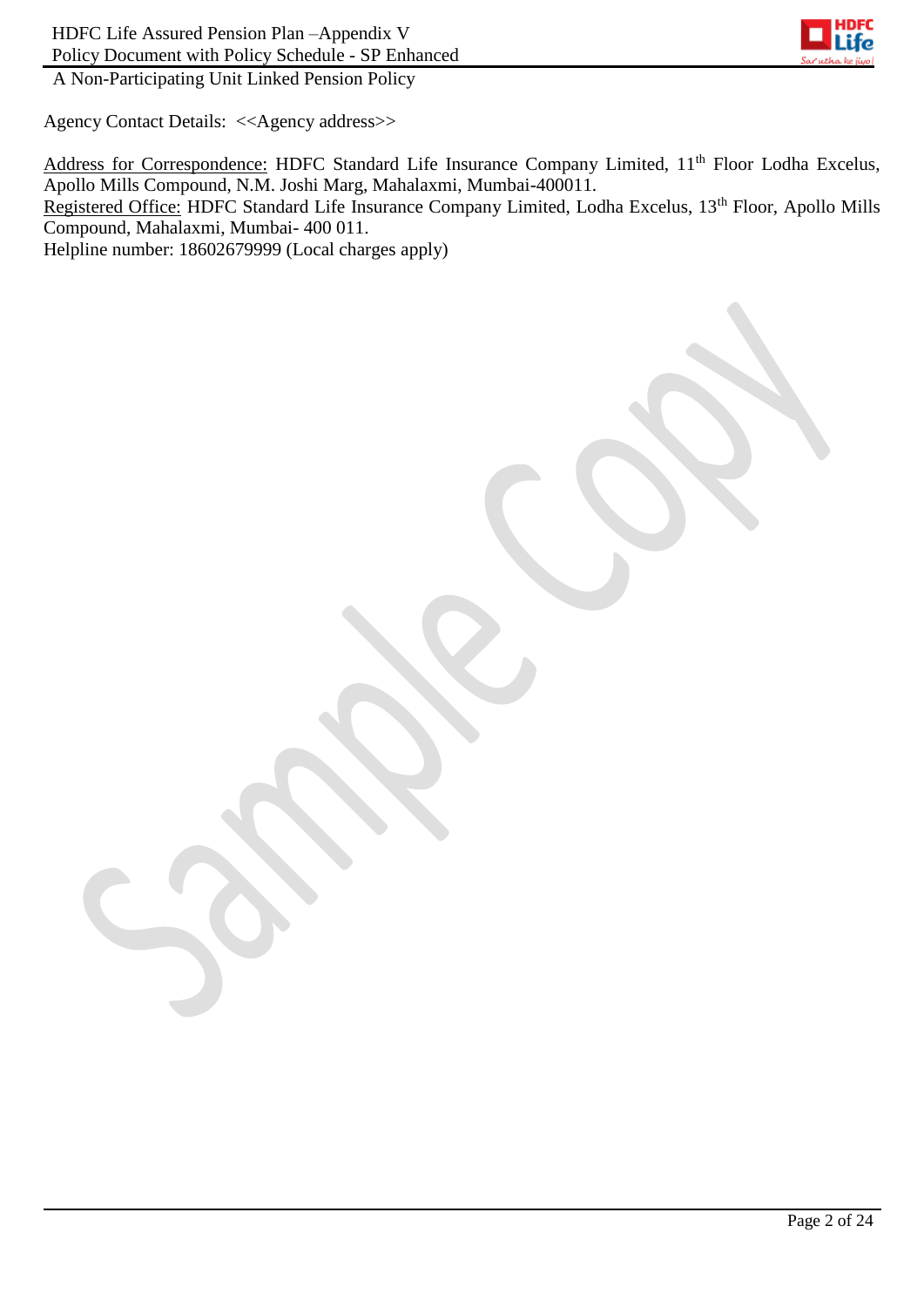Agency Contact Details: <<Agency address>>

Address for Correspondence: HDFC Standard Life Insurance Company Limited, 11th Floor Lodha Excelus, Apollo Mills Compound, N.M. Joshi Marg, Mahalaxmi, Mumbai-400011.

Registered Office: HDFC Standard Life Insurance Company Limited, Lodha Excelus, 13th Floor, Apollo Mills Compound, Mahalaxmi, Mumbai- 400 011.

Helpline number: 18602679999 (Local charges apply)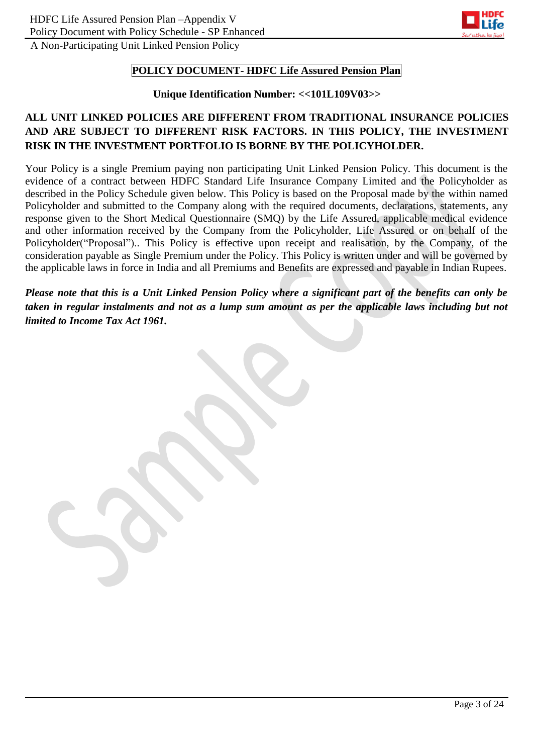# POLICY DOCUMENT- HDFC Life Assured Pension Plan

**Unique Identification Number: <<101L109V03>>**

**ALL UNIT LINKED POLICIES ARE DIFFERENT FROM TRADITIONAL INSURANCE POLICIES AND ARE SUBJECT TO DIFFERENT RISK FACTORS. IN THIS POLICY, THE INVESTMENT RISK IN THE INVESTMENT PORTFOLIO IS BORNE BY THE POLICYHOLDER.**

Your Policy is a single Premium paying non participating Unit Linked Pension Policy. This document is the evidence of a contract between HDFC Standard Life Insurance Company Limited and the Policyholder as described in the Policy Schedule given below. This Policy is based on the Proposal made by the within named Policyholder and submitted to the Company along with the required documents, declarations, statements, any response given to the Short Medical Questionnaire (SMQ) by the Life Assured, applicable medical evidence and other information received by the Company from the Policyholder, Life Assured or on behalf of the Policyholder("Proposal").. This Policy is effective upon receipt and realisation, by the Company, of the consideration payable as Single Premium under the Policy. This Policy is written under and will be governed by the applicable laws in force in India and all Premiums and Benefits are expressed and payable in Indian Rupees.

***Please note that this is a Unit Linked Pension Policy where a significant part of the benefits can only be taken in regular instalments and not as a lump sum amount as per the applicable laws including but not limited to Income Tax Act 1961.***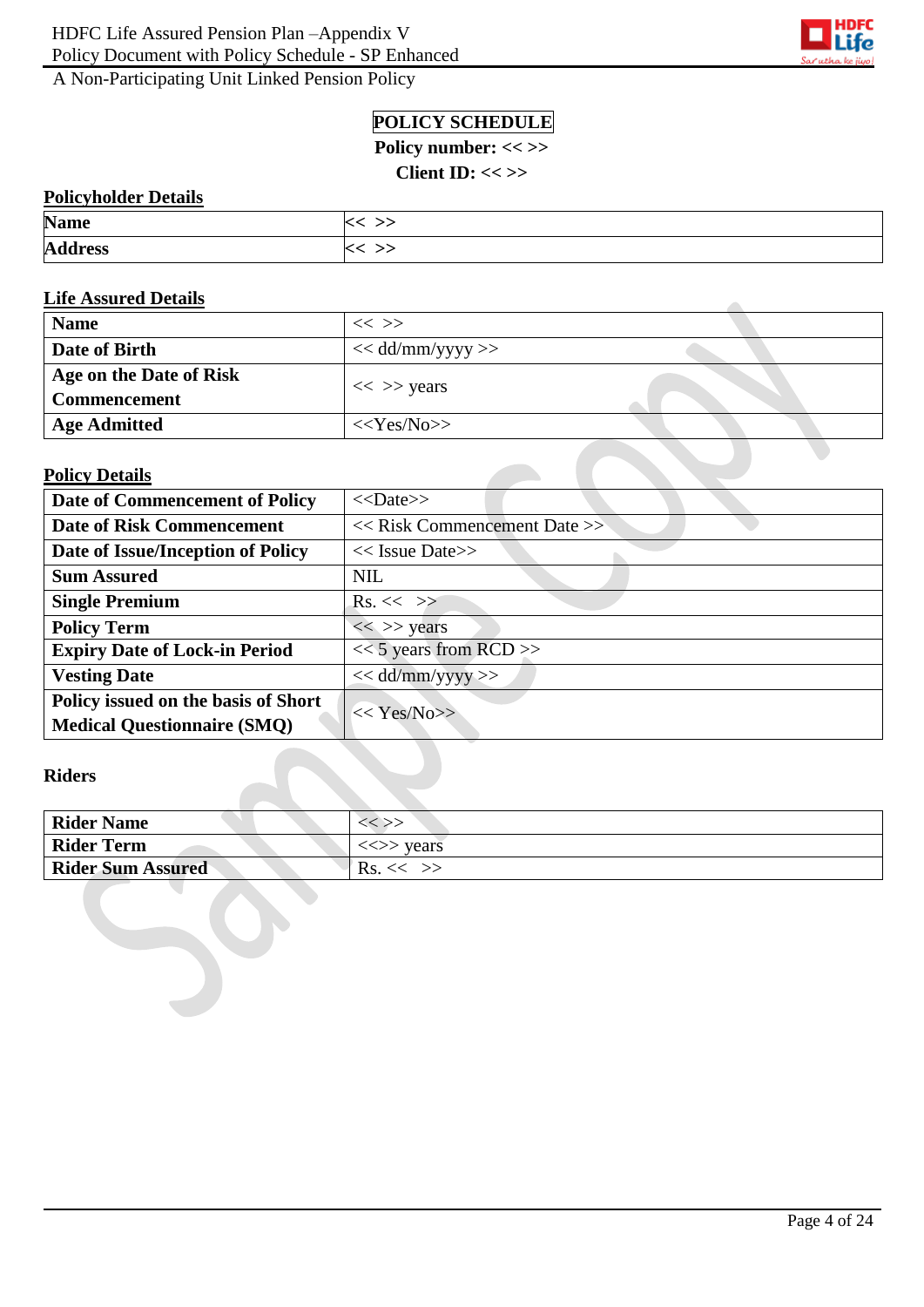# POLICY SCHEDULE

**Policy number: << >>**

**Client ID: << >>**

## Policyholder Details

| **Name** | << >> |
|---|---|
| **Address** | << >> |

## Life Assured Details

| **Name** | << >> |
|---|---|
| **Date of Birth** | << dd/mm/yyyy >> |
| **Age on the Date of Risk Commencement** | << >> years |
| **Age Admitted** | <<Yes/No>> |

## Policy Details

| **Date of Commencement of Policy** | <<Date>> |
|---|---|
| **Date of Risk Commencement** | << Risk Commencement Date >> |
| **Date of Issue/Inception of Policy** | << Issue Date>> |
| **Sum Assured** | NIL |
| **Single Premium** | Rs. << >> |
| **Policy Term** | << >> years |
| **Expiry Date of Lock-in Period** | << 5 years from RCD >> |
| **Vesting Date** | << dd/mm/yyyy >> |
| **Policy issued on the basis of Short Medical Questionnaire (SMQ)** | << Yes/No>> |

## Riders

| **Rider Name** | << >> |
|---|---|
| **Rider Term** | <<>> years |
| **Rider Sum Assured** | Rs. << >> |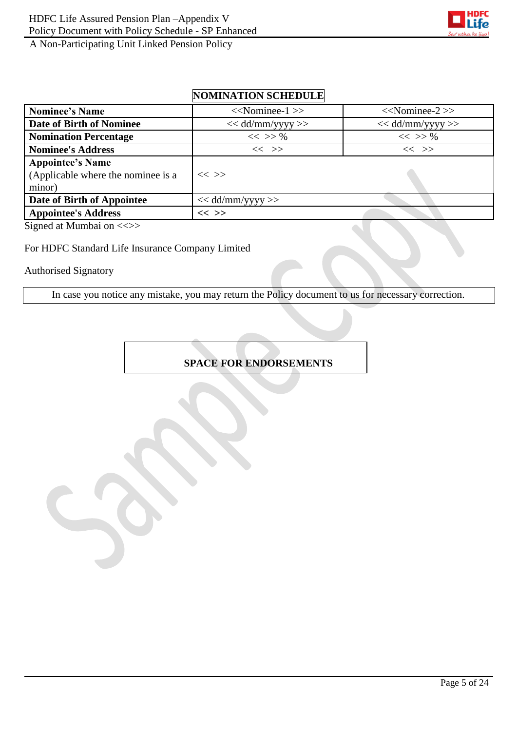## NOMINATION SCHEDULE

| Nominee's Name | <<Nominee-1 >> | <<Nominee-2 >> |
|---|---|---|
| Date of Birth of Nominee | << dd/mm/yyyy >> | << dd/mm/yyyy >> |
| Nomination Percentage | << >> % | << >> % |
| Nominee's Address | << >> | << >> |
| Appointee's Name (Applicable where the nominee is a minor) | << >> | |
| Date of Birth of Appointee | << dd/mm/yyyy >> | |
| Appointee's Address | << >> | |

Signed at Mumbai on <<>>

For HDFC Standard Life Insurance Company Limited

Authorised Signatory

In case you notice any mistake, you may return the Policy document to us for necessary correction.

**SPACE FOR ENDORSEMENTS**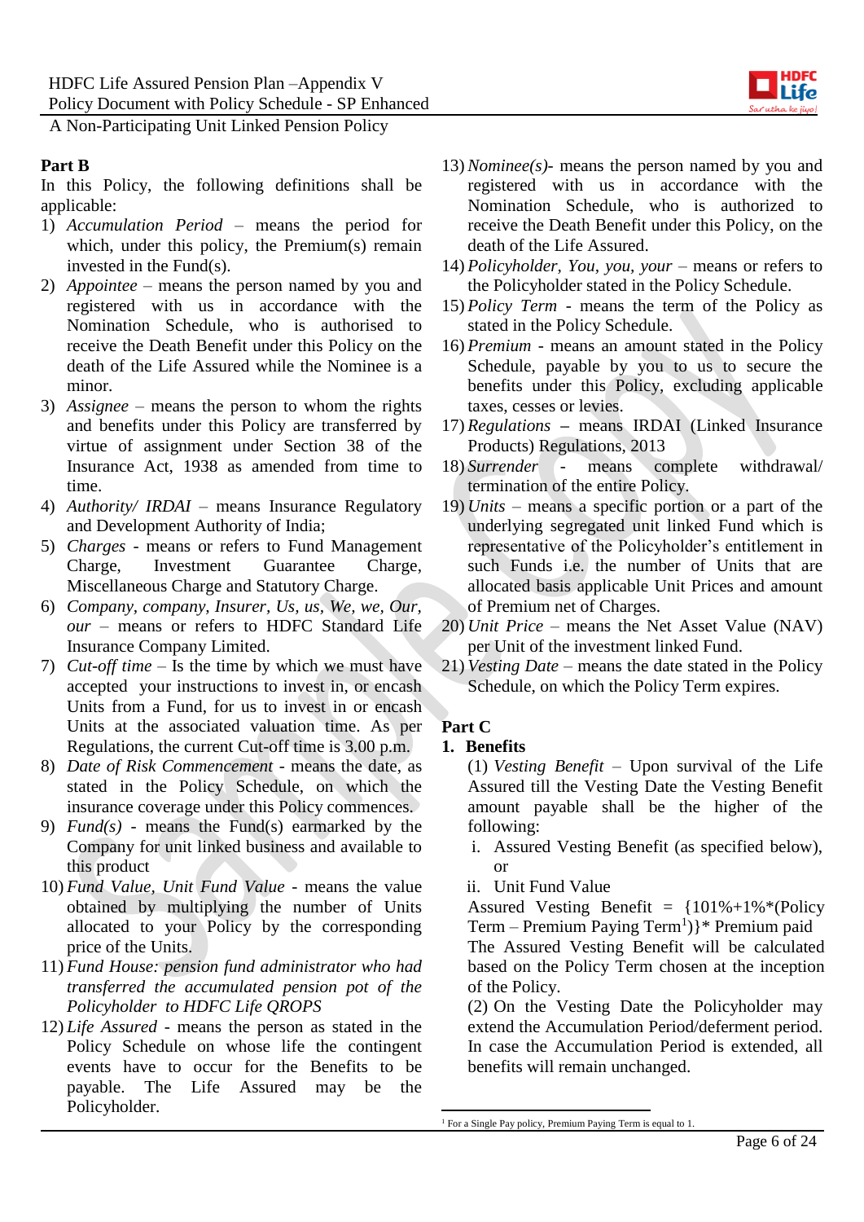## Part B

In this Policy, the following definitions shall be applicable:

1) *Accumulation Period* – means the period for which, under this policy, the Premium(s) remain invested in the Fund(s).
2) *Appointee* – means the person named by you and registered with us in accordance with the Nomination Schedule, who is authorised to receive the Death Benefit under this Policy on the death of the Life Assured while the Nominee is a minor.
3) *Assignee* – means the person to whom the rights and benefits under this Policy are transferred by virtue of assignment under Section 38 of the Insurance Act, 1938 as amended from time to time.
4) *Authority/ IRDAI* – means Insurance Regulatory and Development Authority of India;
5) *Charges* - means or refers to Fund Management Charge, Investment Guarantee Charge, Miscellaneous Charge and Statutory Charge.
6) *Company, company, Insurer, Us, us, We, we, Our, our* – means or refers to HDFC Standard Life Insurance Company Limited.
7) *Cut-off time* – Is the time by which we must have accepted your instructions to invest in, or encash Units from a Fund, for us to invest in or encash Units at the associated valuation time. As per Regulations, the current Cut-off time is 3.00 p.m.
8) *Date of Risk Commencement* - means the date, as stated in the Policy Schedule, on which the insurance coverage under this Policy commences.
9) *Fund(s)* - means the Fund(s) earmarked by the Company for unit linked business and available to this product
10) *Fund Value, Unit Fund Value* - means the value obtained by multiplying the number of Units allocated to your Policy by the corresponding price of the Units.
11) *Fund House: pension fund administrator who had transferred the accumulated pension pot of the Policyholder to HDFC Life QROPS*
12) *Life Assured* - means the person as stated in the Policy Schedule on whose life the contingent events have to occur for the Benefits to be payable. The Life Assured may be the Policyholder.
13) *Nominee(s)*- means the person named by you and registered with us in accordance with the Nomination Schedule, who is authorized to receive the Death Benefit under this Policy, on the death of the Life Assured.
14) *Policyholder, You, you, your* – means or refers to the Policyholder stated in the Policy Schedule.
15) *Policy Term* - means the term of the Policy as stated in the Policy Schedule.
16) *Premium* - means an amount stated in the Policy Schedule, payable by you to us to secure the benefits under this Policy, excluding applicable taxes, cesses or levies.
17) *Regulations* – means IRDAI (Linked Insurance Products) Regulations, 2013
18) *Surrender* - means complete withdrawal/ termination of the entire Policy.
19) *Units* – means a specific portion or a part of the underlying segregated unit linked Fund which is representative of the Policyholder's entitlement in such Funds i.e. the number of Units that are allocated basis applicable Unit Prices and amount of Premium net of Charges.
20) *Unit Price* – means the Net Asset Value (NAV) per Unit of the investment linked Fund.
21) *Vesting Date* – means the date stated in the Policy Schedule, on which the Policy Term expires.

## Part C

### 1. Benefits

(1) *Vesting Benefit* – Upon survival of the Life Assured till the Vesting Date the Vesting Benefit amount payable shall be the higher of the following:

i. Assured Vesting Benefit (as specified below), or
ii. Unit Fund Value

Assured Vesting Benefit = {101%+1%*(Policy Term – Premium Paying Term[1])}* Premium paid

The Assured Vesting Benefit will be calculated based on the Policy Term chosen at the inception of the Policy.

(2) On the Vesting Date the Policyholder may extend the Accumulation Period/deferment period. In case the Accumulation Period is extended, all benefits will remain unchanged.

---

[1] For a Single Pay policy, Premium Paying Term is equal to 1.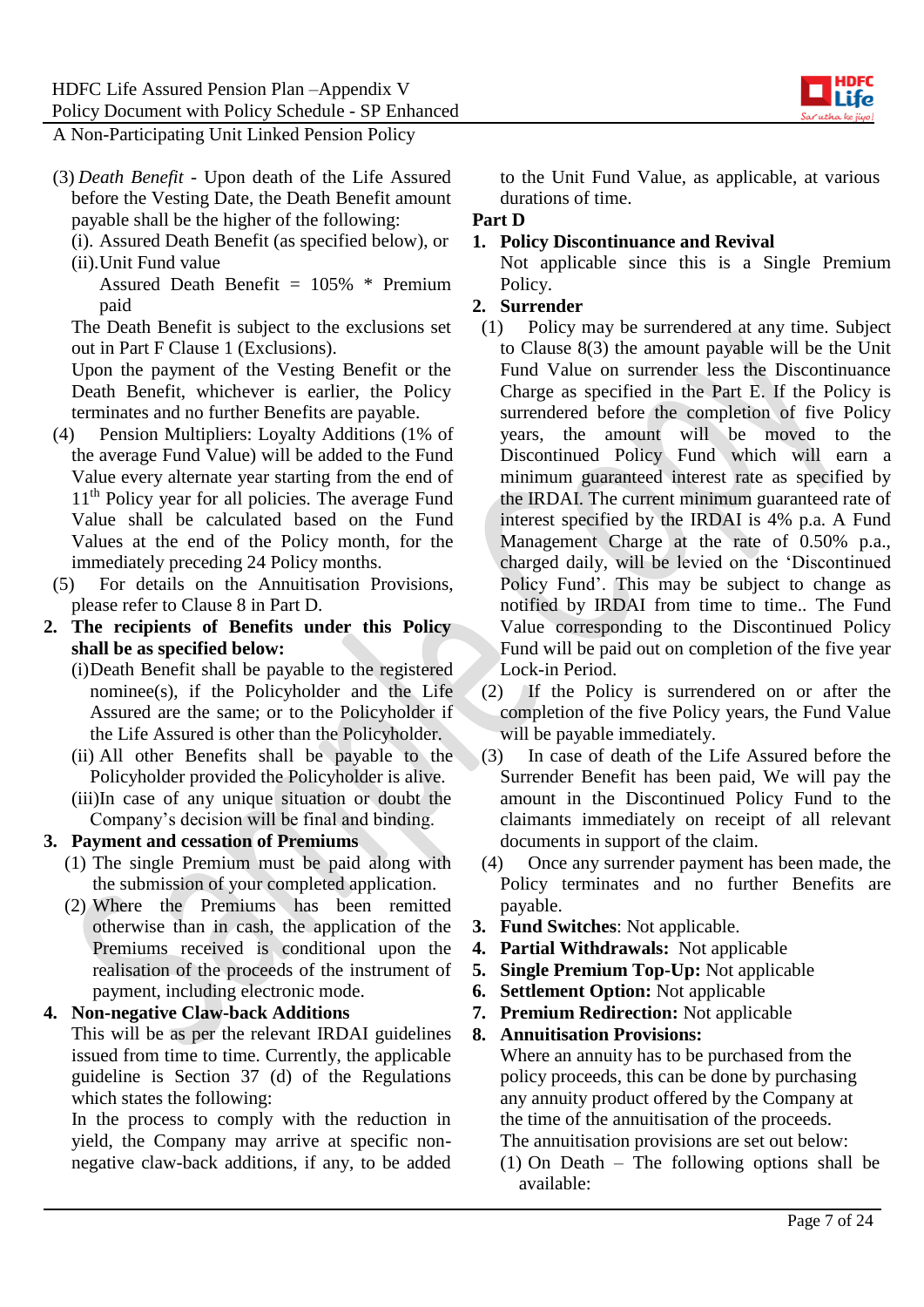(3) *Death Benefit* - Upon death of the Life Assured before the Vesting Date, the Death Benefit amount payable shall be the higher of the following:

(i). Assured Death Benefit (as specified below), or

(ii).Unit Fund value

Assured Death Benefit = 105% * Premium paid

The Death Benefit is subject to the exclusions set out in Part F Clause 1 (Exclusions).

Upon the payment of the Vesting Benefit or the Death Benefit, whichever is earlier, the Policy terminates and no further Benefits are payable.

(4) Pension Multipliers: Loyalty Additions (1% of the average Fund Value) will be added to the Fund Value every alternate year starting from the end of 11th Policy year for all policies. The average Fund Value shall be calculated based on the Fund Values at the end of the Policy month, for the immediately preceding 24 Policy months.

(5) For details on the Annuitisation Provisions, please refer to Clause 8 in Part D.

2. **The recipients of Benefits under this Policy shall be as specified below:**

(i)Death Benefit shall be payable to the registered nominee(s), if the Policyholder and the Life Assured are the same; or to the Policyholder if the Life Assured is other than the Policyholder.

(ii) All other Benefits shall be payable to the Policyholder provided the Policyholder is alive.

(iii)In case of any unique situation or doubt the Company's decision will be final and binding.

3. **Payment and cessation of Premiums**

(1) The single Premium must be paid along with the submission of your completed application.

(2) Where the Premiums has been remitted otherwise than in cash, the application of the Premiums received is conditional upon the realisation of the proceeds of the instrument of payment, including electronic mode.

4. **Non-negative Claw-back Additions**

This will be as per the relevant IRDAI guidelines issued from time to time. Currently, the applicable guideline is Section 37 (d) of the Regulations which states the following:

In the process to comply with the reduction in yield, the Company may arrive at specific non-negative claw-back additions, if any, to be added to the Unit Fund Value, as applicable, at various durations of time.

**Part D**

1. **Policy Discontinuance and Revival**

Not applicable since this is a Single Premium Policy.

2. **Surrender**

(1) Policy may be surrendered at any time. Subject to Clause 8(3) the amount payable will be the Unit Fund Value on surrender less the Discontinuance Charge as specified in the Part E. If the Policy is surrendered before the completion of five Policy years, the amount will be moved to the Discontinued Policy Fund which will earn a minimum guaranteed interest rate as specified by the IRDAI. The current minimum guaranteed rate of interest specified by the IRDAI is 4% p.a. A Fund Management Charge at the rate of 0.50% p.a., charged daily, will be levied on the 'Discontinued Policy Fund'. This may be subject to change as notified by IRDAI from time to time.. The Fund Value corresponding to the Discontinued Policy Fund will be paid out on completion of the five year Lock-in Period.

(2) If the Policy is surrendered on or after the completion of the five Policy years, the Fund Value will be payable immediately.

(3) In case of death of the Life Assured before the Surrender Benefit has been paid, We will pay the amount in the Discontinued Policy Fund to the claimants immediately on receipt of all relevant documents in support of the claim.

(4) Once any surrender payment has been made, the Policy terminates and no further Benefits are payable.

3. **Fund Switches**: Not applicable.
4. **Partial Withdrawals:** Not applicable
5. **Single Premium Top-Up:** Not applicable
6. **Settlement Option:** Not applicable
7. **Premium Redirection:** Not applicable
8. **Annuitisation Provisions:**

Where an annuity has to be purchased from the policy proceeds, this can be done by purchasing any annuity product offered by the Company at the time of the annuitisation of the proceeds.

The annuitisation provisions are set out below:

(1) On Death – The following options shall be available: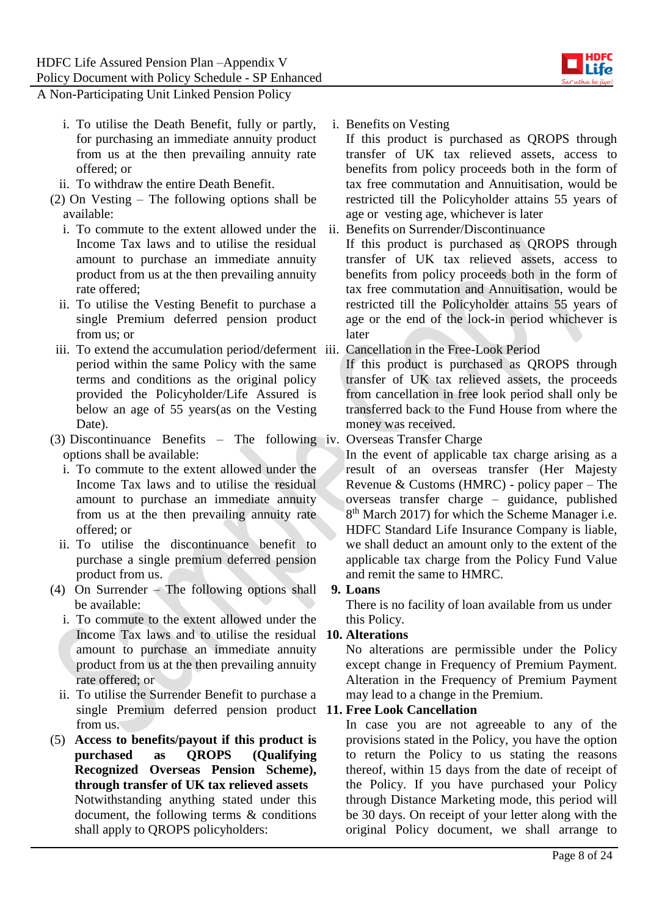i. To utilise the Death Benefit, fully or partly, for purchasing an immediate annuity product from us at the then prevailing annuity rate offered; or
ii. To withdraw the entire Death Benefit.

(2) On Vesting – The following options shall be available:

i. To commute to the extent allowed under the Income Tax laws and to utilise the residual amount to purchase an immediate annuity product from us at the then prevailing annuity rate offered;
ii. To utilise the Vesting Benefit to purchase a single Premium deferred pension product from us; or
iii. To extend the accumulation period/deferment period within the same Policy with the same terms and conditions as the original policy provided the Policyholder/Life Assured is below an age of 55 years(as on the Vesting Date).

(3) Discontinuance Benefits – The following options shall be available:

i. To commute to the extent allowed under the Income Tax laws and to utilise the residual amount to purchase an immediate annuity from us at the then prevailing annuity rate offered; or
ii. To utilise the discontinuance benefit to purchase a single premium deferred pension product from us.

(4) On Surrender – The following options shall be available:

i. To commute to the extent allowed under the Income Tax laws and to utilise the residual amount to purchase an immediate annuity product from us at the then prevailing annuity rate offered; or
ii. To utilise the Surrender Benefit to purchase a single Premium deferred pension product from us.

(5) **Access to benefits/payout if this product is purchased as QROPS (Qualifying Recognized Overseas Pension Scheme), through transfer of UK tax relieved assets**

Notwithstanding anything stated under this document, the following terms & conditions shall apply to QROPS policyholders:

i. Benefits on Vesting
If this product is purchased as QROPS through transfer of UK tax relieved assets, access to benefits from policy proceeds both in the form of tax free commutation and Annuitisation, would be restricted till the Policyholder attains 55 years of age or vesting age, whichever is later

ii. Benefits on Surrender/Discontinuance
If this product is purchased as QROPS through transfer of UK tax relieved assets, access to benefits from policy proceeds both in the form of tax free commutation and Annuitisation, would be restricted till the Policyholder attains 55 years of age or the end of the lock-in period whichever is later

iii. Cancellation in the Free-Look Period
If this product is purchased as QROPS through transfer of UK tax relieved assets, the proceeds from cancellation in free look period shall only be transferred back to the Fund House from where the money was received.

iv. Overseas Transfer Charge
In the event of applicable tax charge arising as a result of an overseas transfer (Her Majesty Revenue & Customs (HMRC) - policy paper – The overseas transfer charge – guidance, published 8th March 2017) for which the Scheme Manager i.e. HDFC Standard Life Insurance Company is liable, we shall deduct an amount only to the extent of the applicable tax charge from the Policy Fund Value and remit the same to HMRC.

**9. Loans**

There is no facility of loan available from us under this Policy.

**10. Alterations**

No alterations are permissible under the Policy except change in Frequency of Premium Payment. Alteration in the Frequency of Premium Payment may lead to a change in the Premium.

**11. Free Look Cancellation**

In case you are not agreeable to any of the provisions stated in the Policy, you have the option to return the Policy to us stating the reasons thereof, within 15 days from the date of receipt of the Policy. If you have purchased your Policy through Distance Marketing mode, this period will be 30 days. On receipt of your letter along with the original Policy document, we shall arrange to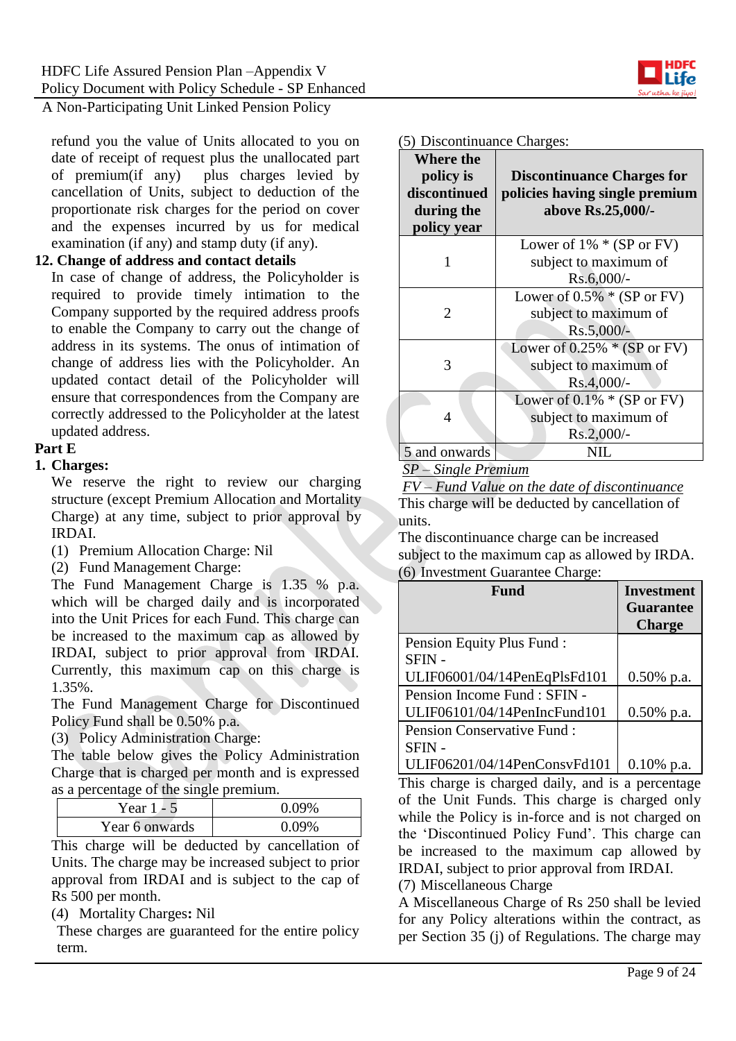refund you the value of Units allocated to you on date of receipt of request plus the unallocated part of premium(if any) plus charges levied by cancellation of Units, subject to deduction of the proportionate risk charges for the period on cover and the expenses incurred by us for medical examination (if any) and stamp duty (if any).

**12. Change of address and contact details**

In case of change of address, the Policyholder is required to provide timely intimation to the Company supported by the required address proofs to enable the Company to carry out the change of address in its systems. The onus of intimation of change of address lies with the Policyholder. An updated contact detail of the Policyholder will ensure that correspondences from the Company are correctly addressed to the Policyholder at the latest updated address.

**Part E**

**1. Charges:**

We reserve the right to review our charging structure (except Premium Allocation and Mortality Charge) at any time, subject to prior approval by IRDAI.

(1) Premium Allocation Charge: Nil

(2) Fund Management Charge:

The Fund Management Charge is 1.35 % p.a. which will be charged daily and is incorporated into the Unit Prices for each Fund. This charge can be increased to the maximum cap as allowed by IRDAI, subject to prior approval from IRDAI. Currently, this maximum cap on this charge is 1.35%.

The Fund Management Charge for Discontinued Policy Fund shall be 0.50% p.a.

(3) Policy Administration Charge:

The table below gives the Policy Administration Charge that is charged per month and is expressed as a percentage of the single premium.

| Year 1 - 5 | 0.09% |
|---|---|
| Year 6 onwards | 0.09% |

This charge will be deducted by cancellation of Units. The charge may be increased subject to prior approval from IRDAI and is subject to the cap of Rs 500 per month.

(4) Mortality Charges**:** Nil

These charges are guaranteed for the entire policy term.

(5) Discontinuance Charges:

| Where the policy is discontinued during the policy year | Discontinuance Charges for policies having single premium above Rs.25,000/- |
|---|---|
| 1 | Lower of 1% * (SP or FV) subject to maximum of Rs.6,000/- |
| 2 | Lower of 0.5% * (SP or FV) subject to maximum of Rs.5,000/- |
| 3 | Lower of 0.25% * (SP or FV) subject to maximum of Rs.4,000/- |
| 4 | Lower of 0.1% * (SP or FV) subject to maximum of Rs.2,000/- |
| 5 and onwards | NIL |

*SP – Single Premium*

*FV – Fund Value on the date of discontinuance*

This charge will be deducted by cancellation of units.

The discontinuance charge can be increased subject to the maximum cap as allowed by IRDA.

(6) Investment Guarantee Charge:

| Fund | Investment Guarantee Charge |
|---|---|
| Pension Equity Plus Fund : SFIN - ULIF06001/04/14PenEqPlsFd101 | 0.50% p.a. |
| Pension Income Fund : SFIN - ULIF06101/04/14PenIncFund101 | 0.50% p.a. |
| Pension Conservative Fund : SFIN - ULIF06201/04/14PenConsvFd101 | 0.10% p.a. |

This charge is charged daily, and is a percentage of the Unit Funds. This charge is charged only while the Policy is in-force and is not charged on the 'Discontinued Policy Fund'. This charge can be increased to the maximum cap allowed by IRDAI, subject to prior approval from IRDAI.

(7) Miscellaneous Charge

A Miscellaneous Charge of Rs 250 shall be levied for any Policy alterations within the contract, as per Section 35 (j) of Regulations. The charge may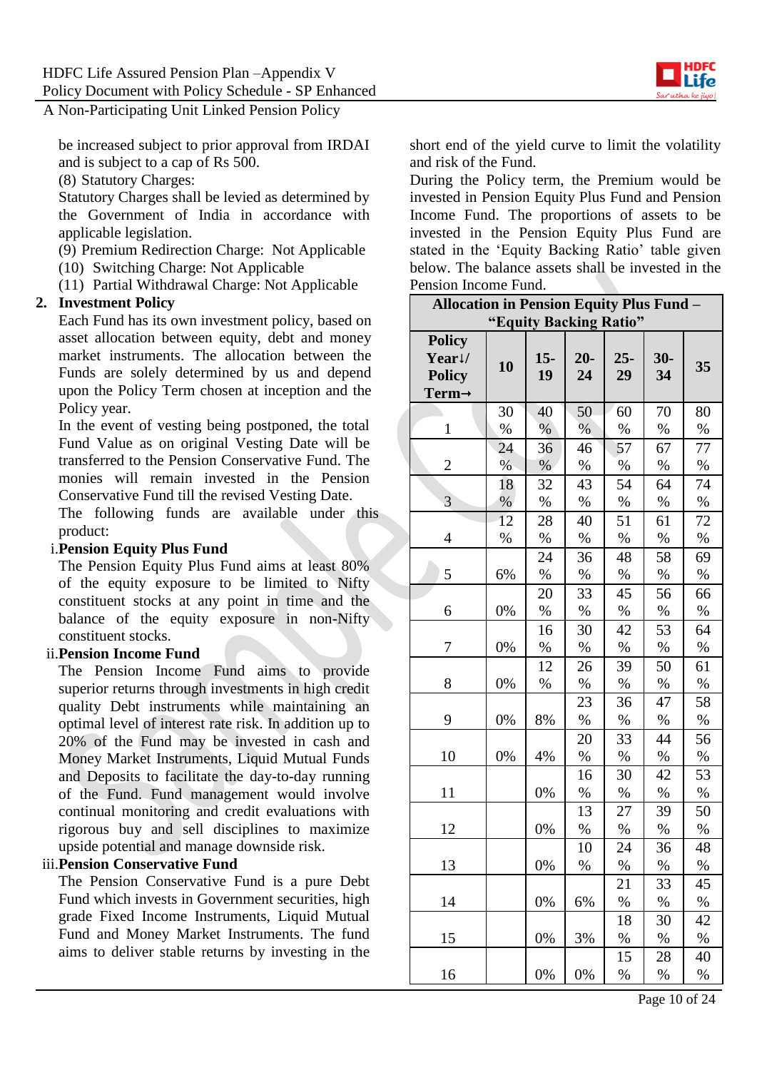be increased subject to prior approval from IRDAI and is subject to a cap of Rs 500.

(8) Statutory Charges:

Statutory Charges shall be levied as determined by the Government of India in accordance with applicable legislation.

(9) Premium Redirection Charge: Not Applicable

(10) Switching Charge: Not Applicable

(11) Partial Withdrawal Charge: Not Applicable

**2. Investment Policy**

Each Fund has its own investment policy, based on asset allocation between equity, debt and money market instruments. The allocation between the Funds are solely determined by us and depend upon the Policy Term chosen at inception and the Policy year.

In the event of vesting being postponed, the total Fund Value as on original Vesting Date will be transferred to the Pension Conservative Fund. The monies will remain invested in the Pension Conservative Fund till the revised Vesting Date.

The following funds are available under this product:

i. **Pension Equity Plus Fund**

The Pension Equity Plus Fund aims at least 80% of the equity exposure to be limited to Nifty constituent stocks at any point in time and the balance of the equity exposure in non-Nifty constituent stocks.

ii. **Pension Income Fund**

The Pension Income Fund aims to provide superior returns through investments in high credit quality Debt instruments while maintaining an optimal level of interest rate risk. In addition up to 20% of the Fund may be invested in cash and Money Market Instruments, Liquid Mutual Funds and Deposits to facilitate the day-to-day running of the Fund. Fund management would involve continual monitoring and credit evaluations with rigorous buy and sell disciplines to maximize upside potential and manage downside risk.

iii. **Pension Conservative Fund**

The Pension Conservative Fund is a pure Debt Fund which invests in Government securities, high grade Fixed Income Instruments, Liquid Mutual Fund and Money Market Instruments. The fund aims to deliver stable returns by investing in the short end of the yield curve to limit the volatility and risk of the Fund.

During the Policy term, the Premium would be invested in Pension Equity Plus Fund and Pension Income Fund. The proportions of assets to be invested in the Pension Equity Plus Fund are stated in the 'Equity Backing Ratio' table given below. The balance assets shall be invested in the Pension Income Fund.

| Allocation in Pension Equity Plus Fund – "Equity Backing Ratio" | | | | | | |
|---|---|---|---|---|---|---|
| **Policy Year↓/ Policy Term→** | **10** | **15-19** | **20-24** | **25-29** | **30-34** | **35** |
| 1 | 30% | 40% | 50% | 60% | 70% | 80% |
| 2 | 24% | 36% | 46% | 57% | 67% | 77% |
| 3 | 18% | 32% | 43% | 54% | 64% | 74% |
| 4 | 12% | 28% | 40% | 51% | 61% | 72% |
| 5 | 6% | 24% | 36% | 48% | 58% | 69% |
| 6 | 0% | 20% | 33% | 45% | 56% | 66% |
| 7 | 0% | 16% | 30% | 42% | 53% | 64% |
| 8 | 0% | 12% | 26% | 39% | 50% | 61% |
| 9 | 0% | 8% | 23% | 36% | 47% | 58% |
| 10 | 0% | 4% | 20% | 33% | 44% | 56% |
| 11 | | 0% | 16% | 30% | 42% | 53% |
| 12 | | 0% | 13% | 27% | 39% | 50% |
| 13 | | 0% | 10% | 24% | 36% | 48% |
| 14 | | 0% | 6% | 21% | 33% | 45% |
| 15 | | 0% | 3% | 18% | 30% | 42% |
| 16 | | 0% | 0% | 15% | 28% | 40% |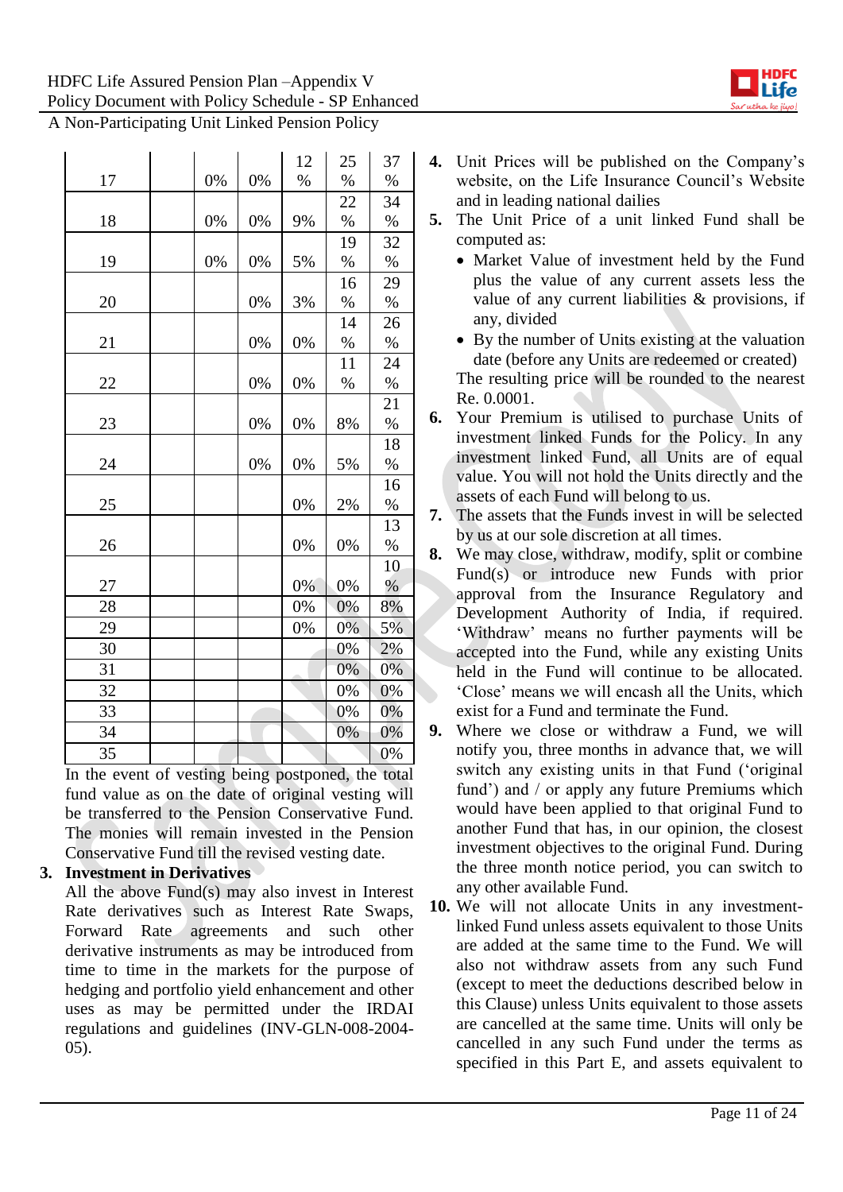| | | | | | | |
|---|---|---|---|---|---|---|
| 17 | | 0% | 0% | 12% | 25% | 37% |
| 18 | | 0% | 0% | 9% | 22% | 34% |
| 19 | | 0% | 0% | 5% | 19% | 32% |
| 20 | | | 0% | 3% | 16% | 29% |
| 21 | | | 0% | 0% | 14% | 26% |
| 22 | | | 0% | 0% | 11% | 24% |
| 23 | | | 0% | 0% | 8% | 21% |
| 24 | | | 0% | 0% | 5% | 18% |
| 25 | | | | 0% | 2% | 16% |
| 26 | | | | 0% | 0% | 13% |
| 27 | | | | 0% | 0% | 10% |
| 28 | | | | 0% | 0% | 8% |
| 29 | | | | 0% | 0% | 5% |
| 30 | | | | | 0% | 2% |
| 31 | | | | | 0% | 0% |
| 32 | | | | | 0% | 0% |
| 33 | | | | | 0% | 0% |
| 34 | | | | | 0% | 0% |
| 35 | | | | | | 0% |

In the event of vesting being postponed, the total fund value as on the date of original vesting will be transferred to the Pension Conservative Fund. The monies will remain invested in the Pension Conservative Fund till the revised vesting date.

3. **Investment in Derivatives**

   All the above Fund(s) may also invest in Interest Rate derivatives such as Interest Rate Swaps, Forward Rate agreements and such other derivative instruments as may be introduced from time to time in the markets for the purpose of hedging and portfolio yield enhancement and other uses as may be permitted under the IRDAI regulations and guidelines (INV-GLN-008-2004-05).

4. Unit Prices will be published on the Company's website, on the Life Insurance Council's Website and in leading national dailies

5. The Unit Price of a unit linked Fund shall be computed as:
   - Market Value of investment held by the Fund plus the value of any current assets less the value of any current liabilities & provisions, if any, divided
   - By the number of Units existing at the valuation date (before any Units are redeemed or created)

   The resulting price will be rounded to the nearest Re. 0.0001.

6. Your Premium is utilised to purchase Units of investment linked Funds for the Policy. In any investment linked Fund, all Units are of equal value. You will not hold the Units directly and the assets of each Fund will belong to us.

7. The assets that the Funds invest in will be selected by us at our sole discretion at all times.

8. We may close, withdraw, modify, split or combine Fund(s) or introduce new Funds with prior approval from the Insurance Regulatory and Development Authority of India, if required. 'Withdraw' means no further payments will be accepted into the Fund, while any existing Units held in the Fund will continue to be allocated. 'Close' means we will encash all the Units, which exist for a Fund and terminate the Fund.

9. Where we close or withdraw a Fund, we will notify you, three months in advance that, we will switch any existing units in that Fund ('original fund') and / or apply any future Premiums which would have been applied to that original Fund to another Fund that has, in our opinion, the closest investment objectives to the original Fund. During the three month notice period, you can switch to any other available Fund.

10. We will not allocate Units in any investment-linked Fund unless assets equivalent to those Units are added at the same time to the Fund. We will also not withdraw assets from any such Fund (except to meet the deductions described below in this Clause) unless Units equivalent to those assets are cancelled at the same time. Units will only be cancelled in any such Fund under the terms as specified in this Part E, and assets equivalent to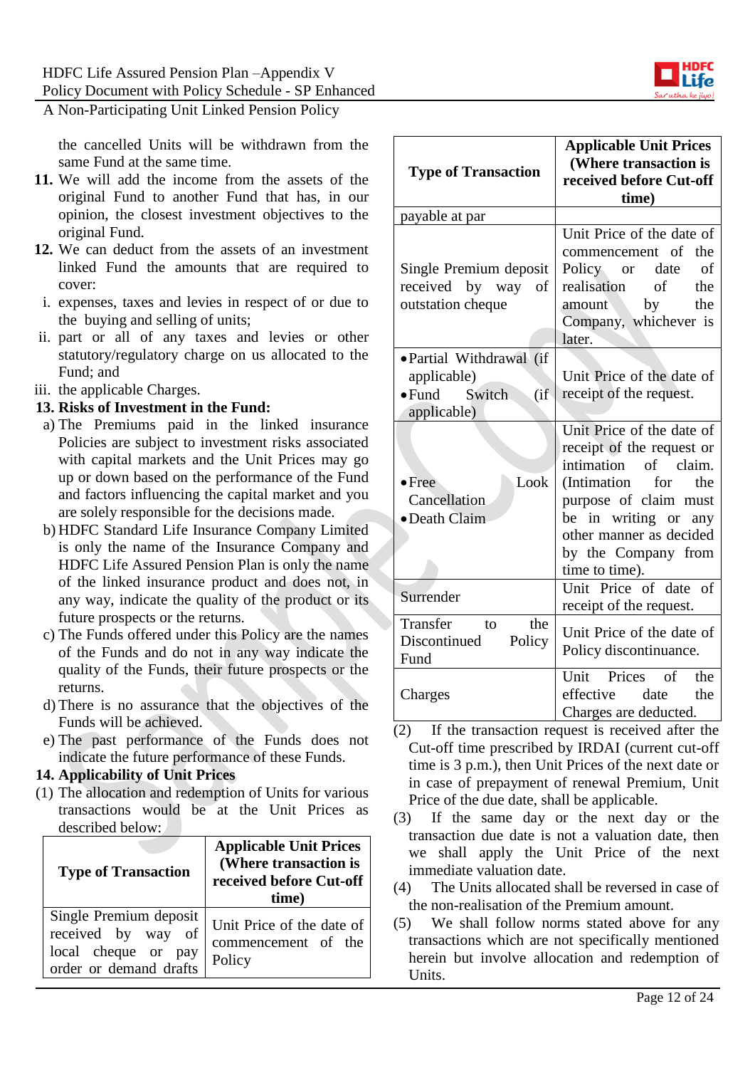the cancelled Units will be withdrawn from the same Fund at the same time.

**11.** We will add the income from the assets of the original Fund to another Fund that has, in our opinion, the closest investment objectives to the original Fund.

**12.** We can deduct from the assets of an investment linked Fund the amounts that are required to cover:

i. expenses, taxes and levies in respect of or due to the buying and selling of units;

ii. part or all of any taxes and levies or other statutory/regulatory charge on us allocated to the Fund; and

iii. the applicable Charges.

**13. Risks of Investment in the Fund:**

a) The Premiums paid in the linked insurance Policies are subject to investment risks associated with capital markets and the Unit Prices may go up or down based on the performance of the Fund and factors influencing the capital market and you are solely responsible for the decisions made.

b) HDFC Standard Life Insurance Company Limited is only the name of the Insurance Company and HDFC Life Assured Pension Plan is only the name of the linked insurance product and does not, in any way, indicate the quality of the product or its future prospects or the returns.

c) The Funds offered under this Policy are the names of the Funds and do not in any way indicate the quality of the Funds, their future prospects or the returns.

d) There is no assurance that the objectives of the Funds will be achieved.

e) The past performance of the Funds does not indicate the future performance of these Funds.

**14. Applicability of Unit Prices**

(1) The allocation and redemption of Units for various transactions would be at the Unit Prices as described below:

| Type of Transaction | Applicable Unit Prices (Where transaction is received before Cut-off time) |
|---|---|
| Single Premium deposit received by way of local cheque or pay order or demand drafts payable at par | Unit Price of the date of commencement of the Policy |
| Single Premium deposit received by way of outstation cheque | Unit Price of the date of commencement of the Policy or date of realisation of the amount by the Company, whichever is later. |
| • Partial Withdrawal (if applicable)<br>• Fund Switch (if applicable) | Unit Price of the date of receipt of the request. |
| • Free Look Cancellation<br>• Death Claim | Unit Price of the date of receipt of the request or intimation of claim. (Intimation for the purpose of claim must be in writing or any other manner as decided by the Company from time to time). |
| Surrender | Unit Price of date of receipt of the request. |
| Transfer to the Discontinued Policy Fund | Unit Price of the date of Policy discontinuance. |
| Charges | Unit Prices of the effective date the Charges are deducted. |

(2) If the transaction request is received after the Cut-off time prescribed by IRDAI (current cut-off time is 3 p.m.), then Unit Prices of the next date or in case of prepayment of renewal Premium, Unit Price of the due date, shall be applicable.

(3) If the same day or the next day or the transaction due date is not a valuation date, then we shall apply the Unit Price of the next immediate valuation date.

(4) The Units allocated shall be reversed in case of the non-realisation of the Premium amount.

(5) We shall follow norms stated above for any transactions which are not specifically mentioned herein but involve allocation and redemption of Units.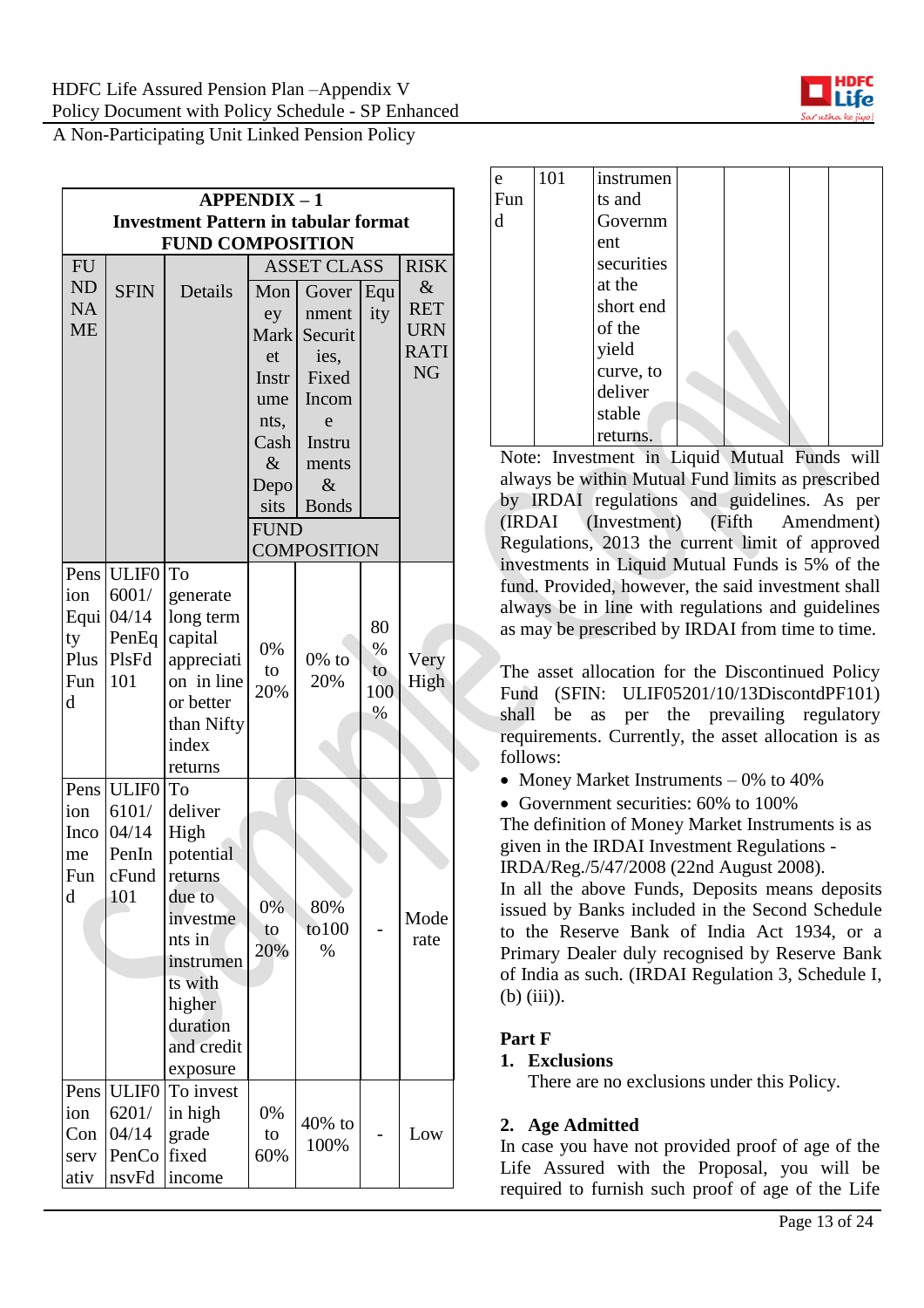**APPENDIX – 1**
**Investment Pattern in tabular format**
**FUND COMPOSITION**

| FUND NAME | SFIN | Details | ASSET CLASS — FUND COMPOSITION | | | RISK & RETURN RATING |
|---|---|---|---|---|---|---|
| | | | Money Market Instruments, Cash & Deposits | Government Securities, Fixed Income Instruments & Bonds | Equity | |
| Pension Equity Plus Fund | ULIF06001/04/14PenEqPlsFd101 | To generate long term capital appreciation in line or better than Nifty index returns | 0% to 20% | 0% to 20% | 80% to 100% | Very High |
| Pension Income Fund | ULIF06101/04/14PenIncFund101 | To deliver High potential returns due to investments in instruments with higher duration and credit exposure | 0% to 20% | 80% to100% | - | Moderate |
| Pension Conservative Fund | ULIF06201/04/14PenConsvFd101 | To invest in high grade fixed income instruments and Government securities at the short end of the yield curve, to deliver stable returns. | 0% to 60% | 40% to 100% | - | Low |

Note: Investment in Liquid Mutual Funds will always be within Mutual Fund limits as prescribed by IRDAI regulations and guidelines. As per (IRDAI (Investment) (Fifth Amendment) Regulations, 2013 the current limit of approved investments in Liquid Mutual Funds is 5% of the fund. Provided, however, the said investment shall always be in line with regulations and guidelines as may be prescribed by IRDAI from time to time.

The asset allocation for the Discontinued Policy Fund (SFIN: ULIF05201/10/13DiscontdPF101) shall be as per the prevailing regulatory requirements. Currently, the asset allocation is as follows:

- Money Market Instruments – 0% to 40%
- Government securities: 60% to 100%

The definition of Money Market Instruments is as given in the IRDAI Investment Regulations - IRDA/Reg./5/47/2008 (22nd August 2008).

In all the above Funds, Deposits means deposits issued by Banks included in the Second Schedule to the Reserve Bank of India Act 1934, or a Primary Dealer duly recognised by Reserve Bank of India as such. (IRDAI Regulation 3, Schedule I, (b) (iii)).

**Part F**

1. **Exclusions**

   There are no exclusions under this Policy.

2. **Age Admitted**

In case you have not provided proof of age of the Life Assured with the Proposal, you will be required to furnish such proof of age of the Life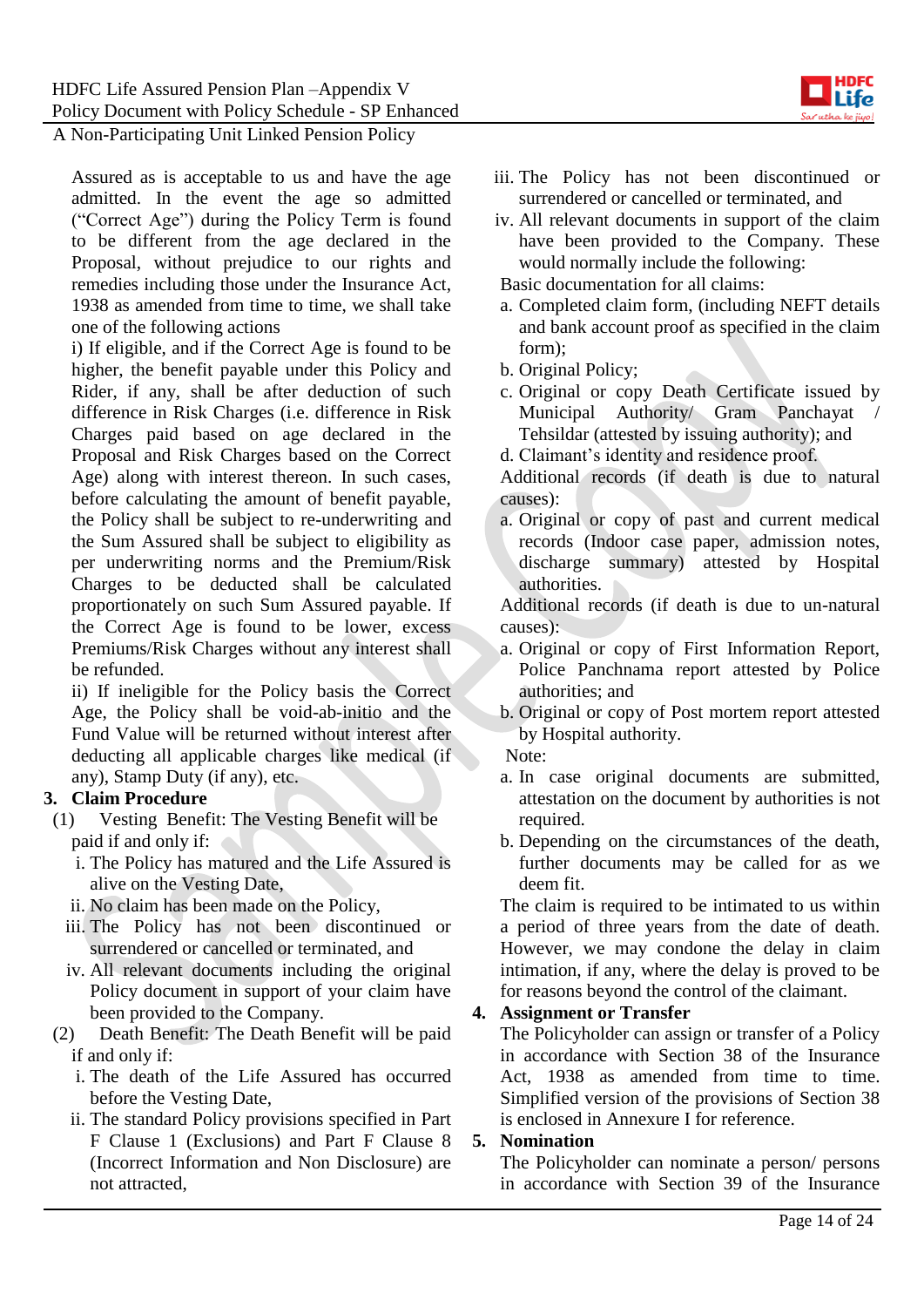Assured as is acceptable to us and have the age admitted. In the event the age so admitted ("Correct Age") during the Policy Term is found to be different from the age declared in the Proposal, without prejudice to our rights and remedies including those under the Insurance Act, 1938 as amended from time to time, we shall take one of the following actions

i) If eligible, and if the Correct Age is found to be higher, the benefit payable under this Policy and Rider, if any, shall be after deduction of such difference in Risk Charges (i.e. difference in Risk Charges paid based on age declared in the Proposal and Risk Charges based on the Correct Age) along with interest thereon. In such cases, before calculating the amount of benefit payable, the Policy shall be subject to re-underwriting and the Sum Assured shall be subject to eligibility as per underwriting norms and the Premium/Risk Charges to be deducted shall be calculated proportionately on such Sum Assured payable. If the Correct Age is found to be lower, excess Premiums/Risk Charges without any interest shall be refunded.

ii) If ineligible for the Policy basis the Correct Age, the Policy shall be void-ab-initio and the Fund Value will be returned without interest after deducting all applicable charges like medical (if any), Stamp Duty (if any), etc.

## 3. Claim Procedure

(1) Vesting Benefit: The Vesting Benefit will be paid if and only if:

i. The Policy has matured and the Life Assured is alive on the Vesting Date,
ii. No claim has been made on the Policy,
iii. The Policy has not been discontinued or surrendered or cancelled or terminated, and
iv. All relevant documents including the original Policy document in support of your claim have been provided to the Company.

(2) Death Benefit: The Death Benefit will be paid if and only if:

i. The death of the Life Assured has occurred before the Vesting Date,
ii. The standard Policy provisions specified in Part F Clause 1 (Exclusions) and Part F Clause 8 (Incorrect Information and Non Disclosure) are not attracted,
iii. The Policy has not been discontinued or surrendered or cancelled or terminated, and
iv. All relevant documents in support of the claim have been provided to the Company. These would normally include the following:

Basic documentation for all claims:

a. Completed claim form, (including NEFT details and bank account proof as specified in the claim form);
b. Original Policy;
c. Original or copy Death Certificate issued by Municipal Authority/ Gram Panchayat / Tehsildar (attested by issuing authority); and
d. Claimant's identity and residence proof.

Additional records (if death is due to natural causes):

a. Original or copy of past and current medical records (Indoor case paper, admission notes, discharge summary) attested by Hospital authorities.

Additional records (if death is due to un-natural causes):

a. Original or copy of First Information Report, Police Panchnama report attested by Police authorities; and
b. Original or copy of Post mortem report attested by Hospital authority.

Note:

a. In case original documents are submitted, attestation on the document by authorities is not required.
b. Depending on the circumstances of the death, further documents may be called for as we deem fit.

The claim is required to be intimated to us within a period of three years from the date of death. However, we may condone the delay in claim intimation, if any, where the delay is proved to be for reasons beyond the control of the claimant.

## 4. Assignment or Transfer

The Policyholder can assign or transfer of a Policy in accordance with Section 38 of the Insurance Act, 1938 as amended from time to time. Simplified version of the provisions of Section 38 is enclosed in Annexure I for reference.

## 5. Nomination

The Policyholder can nominate a person/ persons in accordance with Section 39 of the Insurance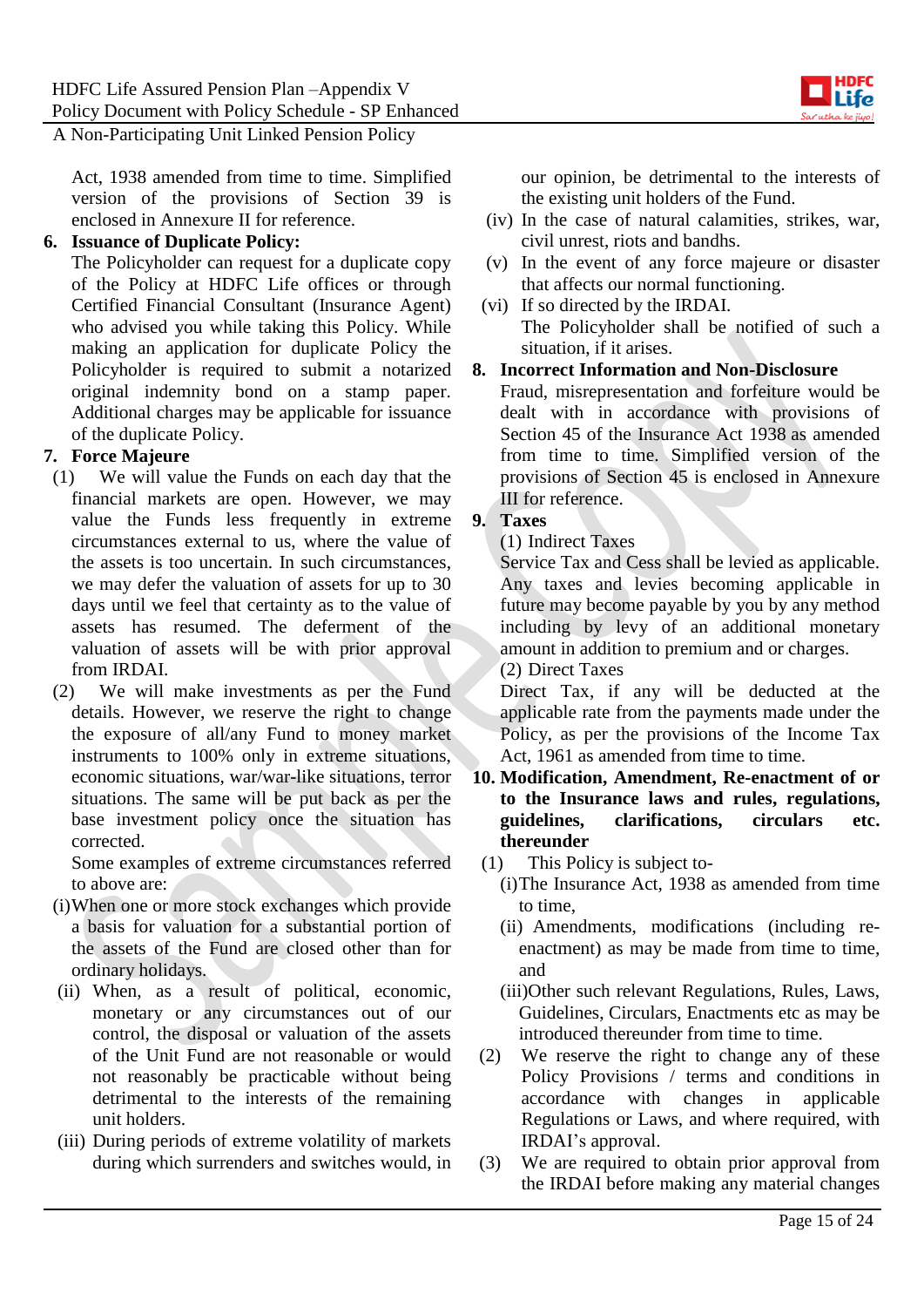Act, 1938 amended from time to time. Simplified version of the provisions of Section 39 is enclosed in Annexure II for reference.

**6. Issuance of Duplicate Policy:**

The Policyholder can request for a duplicate copy of the Policy at HDFC Life offices or through Certified Financial Consultant (Insurance Agent) who advised you while taking this Policy. While making an application for duplicate Policy the Policyholder is required to submit a notarized original indemnity bond on a stamp paper. Additional charges may be applicable for issuance of the duplicate Policy.

**7. Force Majeure**

(1) We will value the Funds on each day that the financial markets are open. However, we may value the Funds less frequently in extreme circumstances external to us, where the value of the assets is too uncertain. In such circumstances, we may defer the valuation of assets for up to 30 days until we feel that certainty as to the value of assets has resumed. The deferment of the valuation of assets will be with prior approval from IRDAI.

(2) We will make investments as per the Fund details. However, we reserve the right to change the exposure of all/any Fund to money market instruments to 100% only in extreme situations, economic situations, war/war-like situations, terror situations. The same will be put back as per the base investment policy once the situation has corrected.

Some examples of extreme circumstances referred to above are:

(i) When one or more stock exchanges which provide a basis for valuation for a substantial portion of the assets of the Fund are closed other than for ordinary holidays.

(ii) When, as a result of political, economic, monetary or any circumstances out of our control, the disposal or valuation of the assets of the Unit Fund are not reasonable or would not reasonably be practicable without being detrimental to the interests of the remaining unit holders.

(iii) During periods of extreme volatility of markets during which surrenders and switches would, in our opinion, be detrimental to the interests of the existing unit holders of the Fund.

(iv) In the case of natural calamities, strikes, war, civil unrest, riots and bandhs.

(v) In the event of any force majeure or disaster that affects our normal functioning.

(vi) If so directed by the IRDAI.

The Policyholder shall be notified of such a situation, if it arises.

**8. Incorrect Information and Non-Disclosure**

Fraud, misrepresentation and forfeiture would be dealt with in accordance with provisions of Section 45 of the Insurance Act 1938 as amended from time to time. Simplified version of the provisions of Section 45 is enclosed in Annexure III for reference.

**9. Taxes**

(1) Indirect Taxes

Service Tax and Cess shall be levied as applicable. Any taxes and levies becoming applicable in future may become payable by you by any method including by levy of an additional monetary amount in addition to premium and or charges.

(2) Direct Taxes

Direct Tax, if any will be deducted at the applicable rate from the payments made under the Policy, as per the provisions of the Income Tax Act, 1961 as amended from time to time.

**10. Modification, Amendment, Re-enactment of or to the Insurance laws and rules, regulations, guidelines, clarifications, circulars etc. thereunder**

(1) This Policy is subject to-

(i) The Insurance Act, 1938 as amended from time to time,

(ii) Amendments, modifications (including re-enactment) as may be made from time to time, and

(iii) Other such relevant Regulations, Rules, Laws, Guidelines, Circulars, Enactments etc as may be introduced thereunder from time to time.

(2) We reserve the right to change any of these Policy Provisions / terms and conditions in accordance with changes in applicable Regulations or Laws, and where required, with IRDAI's approval.

(3) We are required to obtain prior approval from the IRDAI before making any material changes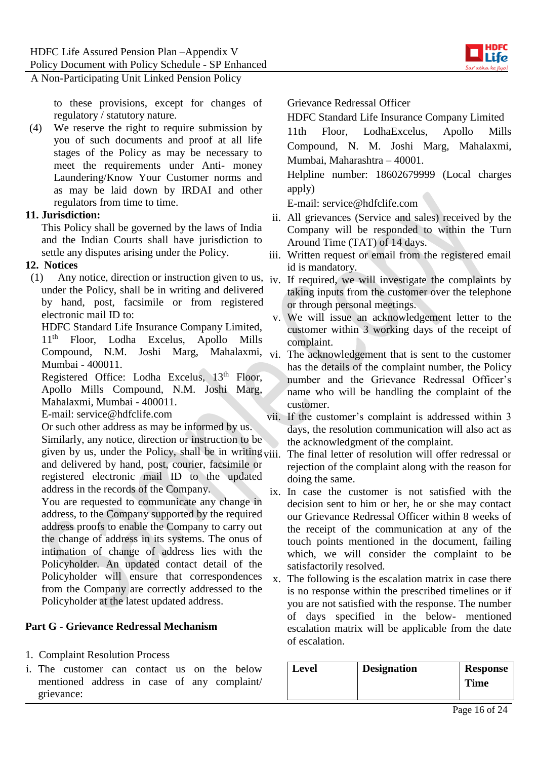to these provisions, except for changes of regulatory / statutory nature.

(4) We reserve the right to require submission by you of such documents and proof at all life stages of the Policy as may be necessary to meet the requirements under Anti- money Laundering/Know Your Customer norms and as may be laid down by IRDAI and other regulators from time to time.

**11. Jurisdiction:**

This Policy shall be governed by the laws of India and the Indian Courts shall have jurisdiction to settle any disputes arising under the Policy.

**12. Notices**

(1) Any notice, direction or instruction given to us, under the Policy, shall be in writing and delivered by hand, post, facsimile or from registered electronic mail ID to:

HDFC Standard Life Insurance Company Limited, 11th Floor, Lodha Excelus, Apollo Mills Compound, N.M. Joshi Marg, Mahalaxmi, Mumbai - 400011.

Registered Office: Lodha Excelus, 13th Floor, Apollo Mills Compound, N.M. Joshi Marg, Mahalaxmi, Mumbai - 400011.

E-mail: service@hdfclife.com

Or such other address as may be informed by us.

Similarly, any notice, direction or instruction to be given by us, under the Policy, shall be in writing and delivered by hand, post, courier, facsimile or registered electronic mail ID to the updated address in the records of the Company.

You are requested to communicate any change in address, to the Company supported by the required address proofs to enable the Company to carry out the change of address in its systems. The onus of intimation of change of address lies with the Policyholder. An updated contact detail of the Policyholder will ensure that correspondences from the Company are correctly addressed to the Policyholder at the latest updated address.

**Part G - Grievance Redressal Mechanism**

1. Complaint Resolution Process

i. The customer can contact us on the below mentioned address in case of any complaint/ grievance:

Grievance Redressal Officer

HDFC Standard Life Insurance Company Limited

11th Floor, LodhaExcelus, Apollo Mills Compound, N. M. Joshi Marg, Mahalaxmi, Mumbai, Maharashtra – 40001.

Helpline number: 18602679999 (Local charges apply)

E-mail: service@hdfclife.com

ii. All grievances (Service and sales) received by the Company will be responded to within the Turn Around Time (TAT) of 14 days.

iii. Written request or email from the registered email id is mandatory.

iv. If required, we will investigate the complaints by taking inputs from the customer over the telephone or through personal meetings.

v. We will issue an acknowledgement letter to the customer within 3 working days of the receipt of complaint.

vi. The acknowledgement that is sent to the customer has the details of the complaint number, the Policy number and the Grievance Redressal Officer's name who will be handling the complaint of the customer.

vii. If the customer's complaint is addressed within 3 days, the resolution communication will also act as the acknowledgment of the complaint.

viii. The final letter of resolution will offer redressal or rejection of the complaint along with the reason for doing the same.

ix. In case the customer is not satisfied with the decision sent to him or her, he or she may contact our Grievance Redressal Officer within 8 weeks of the receipt of the communication at any of the touch points mentioned in the document, failing which, we will consider the complaint to be satisfactorily resolved.

x. The following is the escalation matrix in case there is no response within the prescribed timelines or if you are not satisfied with the response. The number of days specified in the below- mentioned escalation matrix will be applicable from the date of escalation.

| Level | Designation | Response Time |
|---|---|---|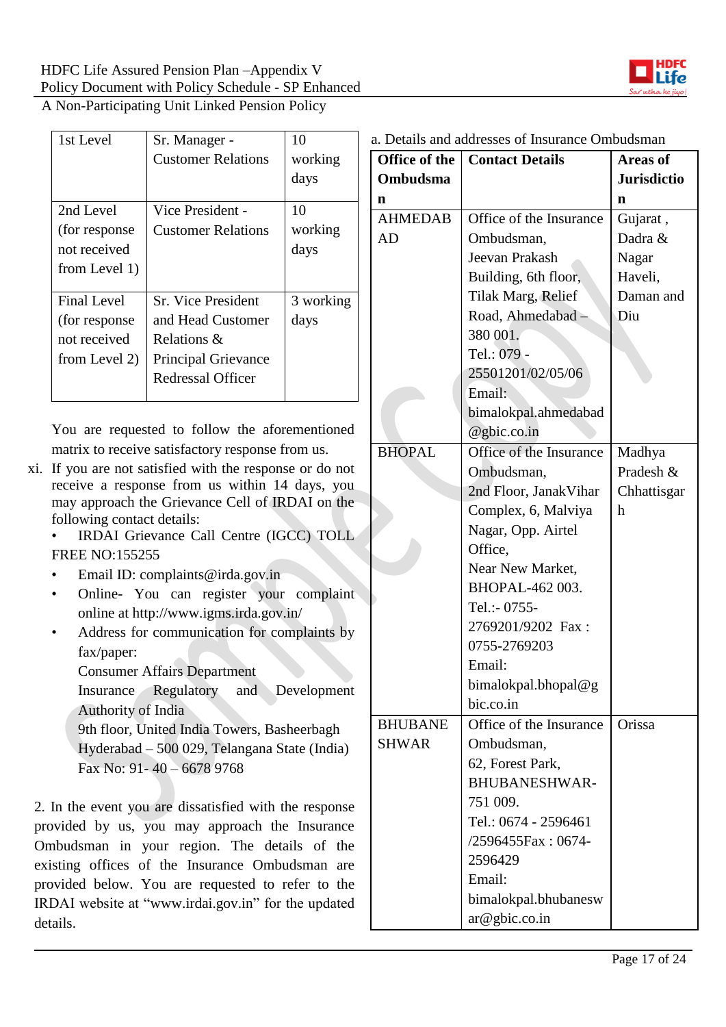| 1st Level | Sr. Manager - Customer Relations | 10 working days |
|---|---|---|
| 2nd Level (for response not received from Level 1) | Vice President - Customer Relations | 10 working days |
| Final Level (for response not received from Level 2) | Sr. Vice President and Head Customer Relations & Principal Grievance Redressal Officer | 3 working days |

You are requested to follow the aforementioned matrix to receive satisfactory response from us.

xi. If you are not satisfied with the response or do not receive a response from us within 14 days, you may approach the Grievance Cell of IRDAI on the following contact details:

- IRDAI Grievance Call Centre (IGCC) TOLL FREE NO:155255
- Email ID: complaints@irda.gov.in
- Online- You can register your complaint online at http://www.igms.irda.gov.in/
- Address for communication for complaints by fax/paper:
  Consumer Affairs Department
  Insurance Regulatory and Development Authority of India
  9th floor, United India Towers, Basheerbagh
  Hyderabad – 500 029, Telangana State (India)
  Fax No: 91- 40 – 6678 9768

2. In the event you are dissatisfied with the response provided by us, you may approach the Insurance Ombudsman in your region. The details of the existing offices of the Insurance Ombudsman are provided below. You are requested to refer to the IRDAI website at "www.irdai.gov.in" for the updated details.

a. Details and addresses of Insurance Ombudsman

| Office of the Ombudsman | Contact Details | Areas of Jurisdiction |
|---|---|---|
| AHMEDABAD | Office of the Insurance Ombudsman, Jeevan Prakash Building, 6th floor, Tilak Marg, Relief Road, Ahmedabad – 380 001. Tel.: 079 - 25501201/02/05/06 Email: bimalokpal.ahmedabad@gbic.co.in | Gujarat , Dadra & Nagar Haveli, Daman and Diu |
| BHOPAL | Office of the Insurance Ombudsman, 2nd Floor, JanakVihar Complex, 6, Malviya Nagar, Opp. Airtel Office, Near New Market, BHOPAL-462 003. Tel.:- 0755-2769201/9202 Fax : 0755-2769203 Email: bimalokpal.bhopal@gbic.co.in | Madhya Pradesh & Chhattisgarh |
| BHUBANESHWAR | Office of the Insurance Ombudsman, 62, Forest Park, BHUBANESHWAR-751 009. Tel.: 0674 - 2596461 /2596455Fax : 0674-2596429 Email: bimalokpal.bhubaneswar@gbic.co.in | Orissa |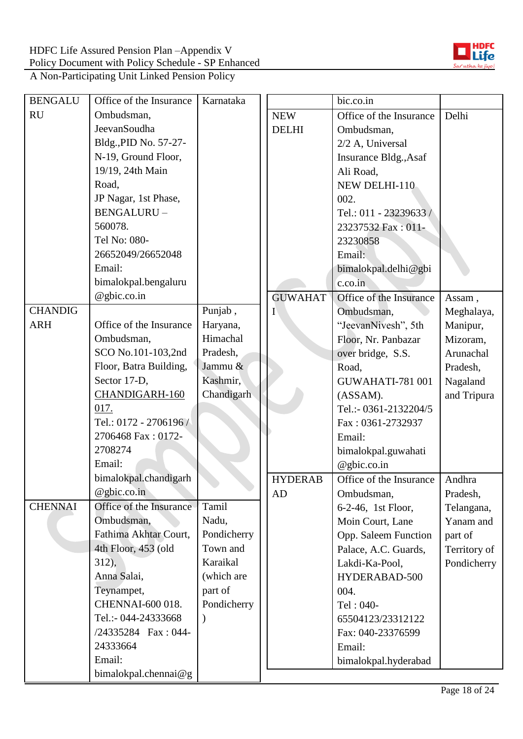| BENGALURU | Office of the Insurance Ombudsman, JeevanSoudha Bldg.,PID No. 57-27-N-19, Ground Floor, 19/19, 24th Main Road, JP Nagar, 1st Phase, BENGALURU – 560078. Tel No: 080-26652049/26652048 Email: bimalokpal.bengaluru@gbic.co.in | Karnataka |
|---|---|---|
| CHANDIGARH | Office of the Insurance Ombudsman, SCO No.101-103,2nd Floor, Batra Building, Sector 17-D, CHANDIGARH-160 017. Tel.: 0172 - 2706196 / 2706468 Fax : 0172-2708274 Email: bimalokpal.chandigarh@gbic.co.in | Punjab , Haryana, Himachal Pradesh, Jammu & Kashmir, Chandigarh |
| CHENNAI | Office of the Insurance Ombudsman, Fathima Akhtar Court, 4th Floor, 453 (old 312), Anna Salai, Teynampet, CHENNAI-600 018. Tel.:- 044-24333668 /24335284 Fax : 044-24333664 Email: bimalokpal.chennai@g | Tamil Nadu, Pondicherry Town and Karaikal (which are part of Pondicherry ) |

| | bic.co.in | |
|---|---|---|
| NEW DELHI | Office of the Insurance Ombudsman, 2/2 A, Universal Insurance Bldg.,Asaf Ali Road, NEW DELHI-110 002. Tel.: 011 - 23239633 / 23237532 Fax : 011-23230858 Email: bimalokpal.delhi@gbic.co.in | Delhi |
| GUWAHATI | Office of the Insurance Ombudsman, "JeevanNivesh", 5th Floor, Nr. Panbazar over bridge, S.S. Road, GUWAHATI-781 001 (ASSAM). Tel.:- 0361-2132204/5 Fax : 0361-2732937 Email: bimalokpal.guwahati@gbic.co.in | Assam , Meghalaya, Manipur, Mizoram, Arunachal Pradesh, Nagaland and Tripura |
| HYDERABAD | Office of the Insurance Ombudsman, 6-2-46, 1st Floor, Moin Court, Lane Opp. Saleem Function Palace, A.C. Guards, Lakdi-Ka-Pool, HYDERABAD-500 004. Tel : 040-65504123/23312122 Fax: 040-23376599 Email: bimalokpal.hyderabad | Andhra Pradesh, Telangana, Yanam and part of Territory of Pondicherry |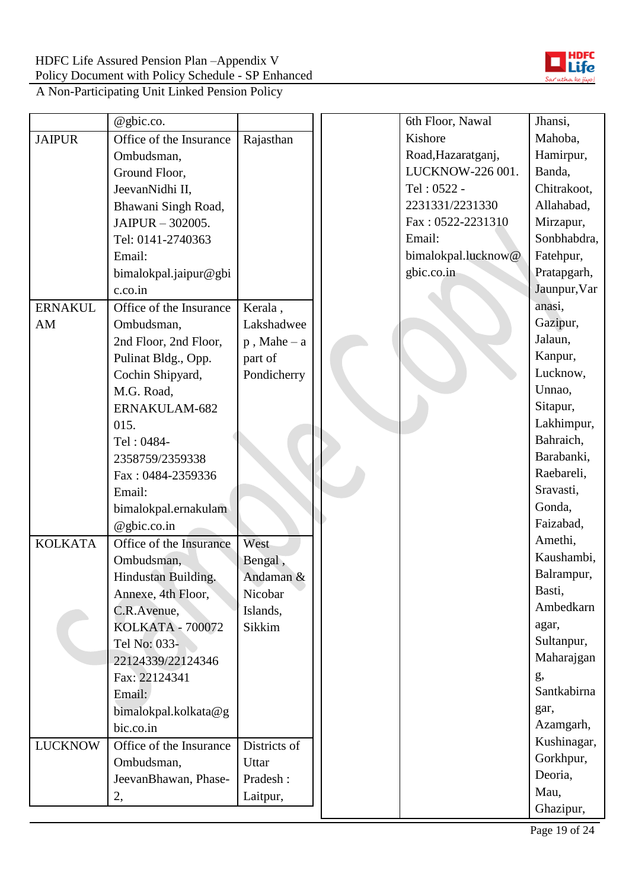| | | |
|---|---|---|
| | @gbic.co. | |
| JAIPUR | Office of the Insurance Ombudsman, Ground Floor, JeevanNidhi II, Bhawani Singh Road, JAIPUR – 302005. Tel: 0141-2740363 Email: bimalokpal.jaipur@gbic.co.in | Rajasthan |
| ERNAKULAM | Office of the Insurance Ombudsman, 2nd Floor, 2nd Floor, Pulinat Bldg., Opp. Cochin Shipyard, M.G. Road, ERNAKULAM-682 015. Tel : 0484-2358759/2359338 Fax : 0484-2359336 Email: bimalokpal.ernakulam@gbic.co.in | Kerala , Lakshadweep , Mahe – a part of Pondicherry |
| KOLKATA | Office of the Insurance Ombudsman, Hindustan Building. Annexe, 4th Floor, C.R.Avenue, KOLKATA - 700072 Tel No: 033-22124339/22124346 Fax: 22124341 Email: bimalokpal.kolkata@gbic.co.in | West Bengal , Andaman & Nicobar Islands, Sikkim |
| LUCKNOW | Office of the Insurance Ombudsman, JeevanBhawan, Phase-2, 6th Floor, Nawal Kishore Road,Hazaratganj, LUCKNOW-226 001. Tel : 0522 - 2231331/2231330 Fax : 0522-2231310 Email: bimalokpal.lucknow@gbic.co.in | Districts of Uttar Pradesh : Laitpur, Jhansi, Mahoba, Hamirpur, Banda, Chitrakoot, Allahabad, Mirzapur, Sonbhabdra, Fatehpur, Pratapgarh, Jaunpur,Varanasi, Gazipur, Jalaun, Kanpur, Lucknow, Unnao, Sitapur, Lakhimpur, Bahraich, Barabanki, Raebareli, Sravasti, Gonda, Faizabad, Amethi, Kaushambi, Balrampur, Basti, Ambedkarnagar, Sultanpur, Maharajganj, Santkabirnagar, Azamgarh, Kushinagar, Gorkhpur, Deoria, Mau, Ghazipur, |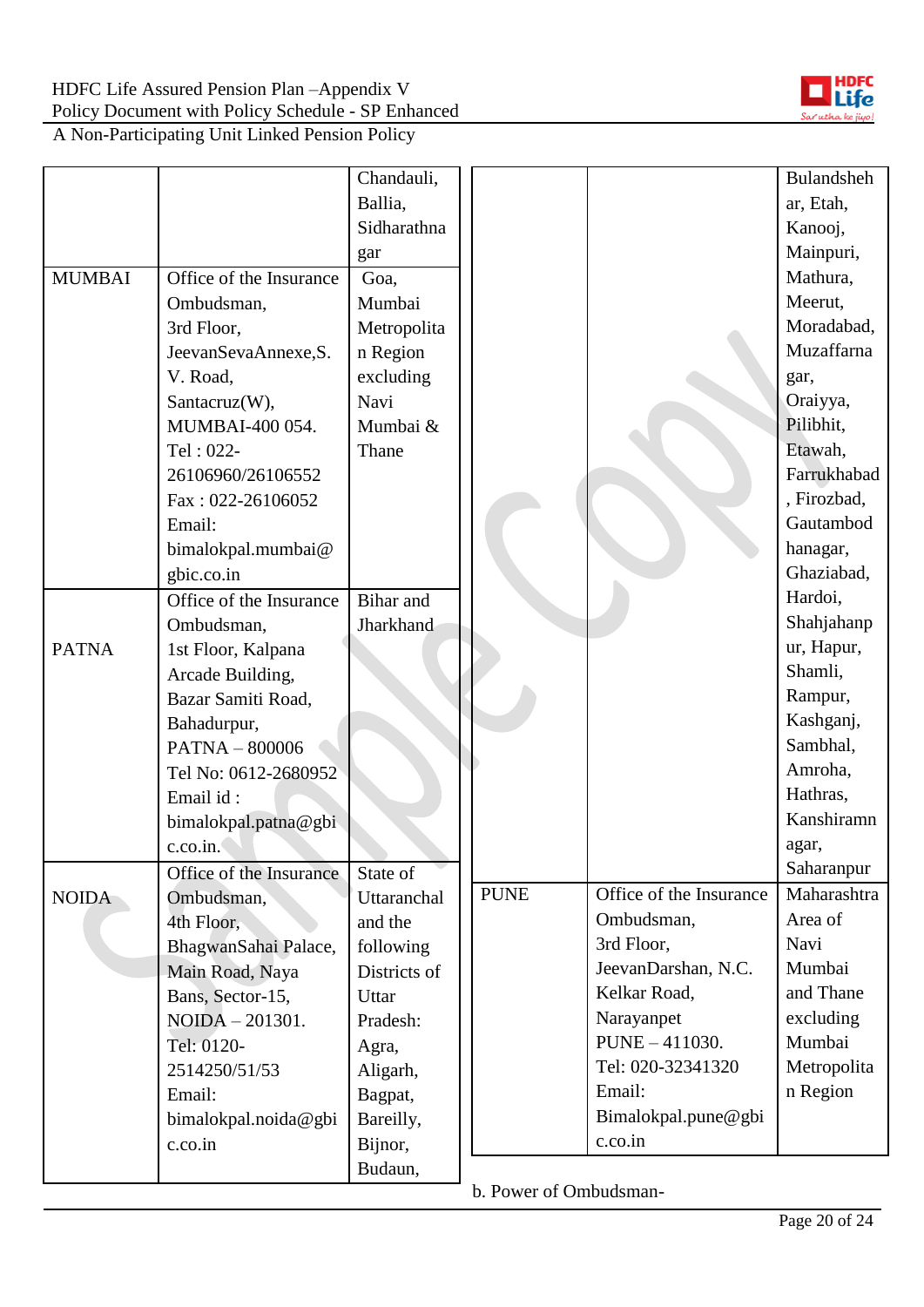| | | |
|---|---|---|
| | | Chandauli, Ballia, Sidharathnagar |
| MUMBAI | Office of the Insurance Ombudsman, 3rd Floor, JeevanSevaAnnexe,S. V. Road, Santacruz(W), MUMBAI-400 054. Tel : 022-26106960/26106552 Fax : 022-26106052 Email: bimalokpal.mumbai@gbic.co.in | Goa, Mumbai Metropolitan Region excluding Navi Mumbai & Thane |
| PATNA | Office of the Insurance Ombudsman, 1st Floor, Kalpana Arcade Building, Bazar Samiti Road, Bahadurpur, PATNA – 800006 Tel No: 0612-2680952 Email id : bimalokpal.patna@gbic.co.in. | Bihar and Jharkhand |
| NOIDA | Office of the Insurance Ombudsman, 4th Floor, BhagwanSahai Palace, Main Road, Naya Bans, Sector-15, NOIDA – 201301. Tel: 0120-2514250/51/53 Email: bimalokpal.noida@gbic.co.in | State of Uttaranchal and the following Districts of Uttar Pradesh: Agra, Aligarh, Bagpat, Bareilly, Bijnor, Budaun, Bulandshehar, Etah, Kanooj, Mainpuri, Mathura, Meerut, Moradabad, Muzaffarnagar, Oraiyya, Pilibhit, Etawah, Farrukhabad, Firozbad, Gautambodhanagar, Ghaziabad, Hardoi, Shahjahanpur, Hapur, Shamli, Rampur, Kashganj, Sambhal, Amroha, Hathras, Kanshiramnagar, Saharanpur |
| PUNE | Office of the Insurance Ombudsman, 3rd Floor, JeevanDarshan, N.C. Kelkar Road, Narayanpet PUNE – 411030. Tel: 020-32341320 Email: Bimalokpal.pune@gbic.co.in | Maharashtra Area of Navi Mumbai and Thane excluding Mumbai Metropolitan Region |

b. Power of Ombudsman-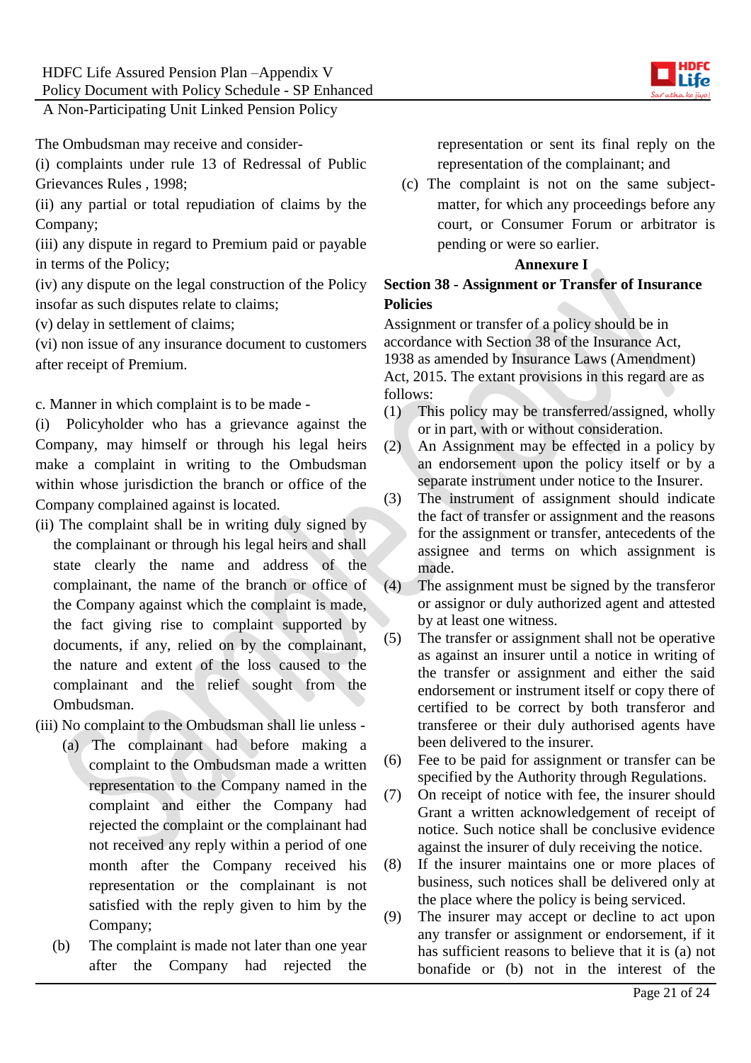The Ombudsman may receive and consider-

(i) complaints under rule 13 of Redressal of Public Grievances Rules , 1998;

(ii) any partial or total repudiation of claims by the Company;

(iii) any dispute in regard to Premium paid or payable in terms of the Policy;

(iv) any dispute on the legal construction of the Policy insofar as such disputes relate to claims;

(v) delay in settlement of claims;

(vi) non issue of any insurance document to customers after receipt of Premium.

c. Manner in which complaint is to be made -

(i) Policyholder who has a grievance against the Company, may himself or through his legal heirs make a complaint in writing to the Ombudsman within whose jurisdiction the branch or office of the Company complained against is located.

(ii) The complaint shall be in writing duly signed by the complainant or through his legal heirs and shall state clearly the name and address of the complainant, the name of the branch or office of the Company against which the complaint is made, the fact giving rise to complaint supported by documents, if any, relied on by the complainant, the nature and extent of the loss caused to the complainant and the relief sought from the Ombudsman.

(iii) No complaint to the Ombudsman shall lie unless -

(a) The complainant had before making a complaint to the Ombudsman made a written representation to the Company named in the complaint and either the Company had rejected the complaint or the complainant had not received any reply within a period of one month after the Company received his representation or the complainant is not satisfied with the reply given to him by the Company;

(b) The complaint is made not later than one year after the Company had rejected the representation or sent its final reply on the representation of the complainant; and

(c) The complaint is not on the same subject-matter, for which any proceedings before any court, or Consumer Forum or arbitrator is pending or were so earlier.

## Annexure I

**Section 38 - Assignment or Transfer of Insurance Policies**

Assignment or transfer of a policy should be in accordance with Section 38 of the Insurance Act, 1938 as amended by Insurance Laws (Amendment) Act, 2015. The extant provisions in this regard are as follows:

(1) This policy may be transferred/assigned, wholly or in part, with or without consideration.

(2) An Assignment may be effected in a policy by an endorsement upon the policy itself or by a separate instrument under notice to the Insurer.

(3) The instrument of assignment should indicate the fact of transfer or assignment and the reasons for the assignment or transfer, antecedents of the assignee and terms on which assignment is made.

(4) The assignment must be signed by the transferor or assignor or duly authorized agent and attested by at least one witness.

(5) The transfer or assignment shall not be operative as against an insurer until a notice in writing of the transfer or assignment and either the said endorsement or instrument itself or copy there of certified to be correct by both transferor and transferee or their duly authorised agents have been delivered to the insurer.

(6) Fee to be paid for assignment or transfer can be specified by the Authority through Regulations.

(7) On receipt of notice with fee, the insurer should Grant a written acknowledgement of receipt of notice. Such notice shall be conclusive evidence against the insurer of duly receiving the notice.

(8) If the insurer maintains one or more places of business, such notices shall be delivered only at the place where the policy is being serviced.

(9) The insurer may accept or decline to act upon any transfer or assignment or endorsement, if it has sufficient reasons to believe that it is (a) not bonafide or (b) not in the interest of the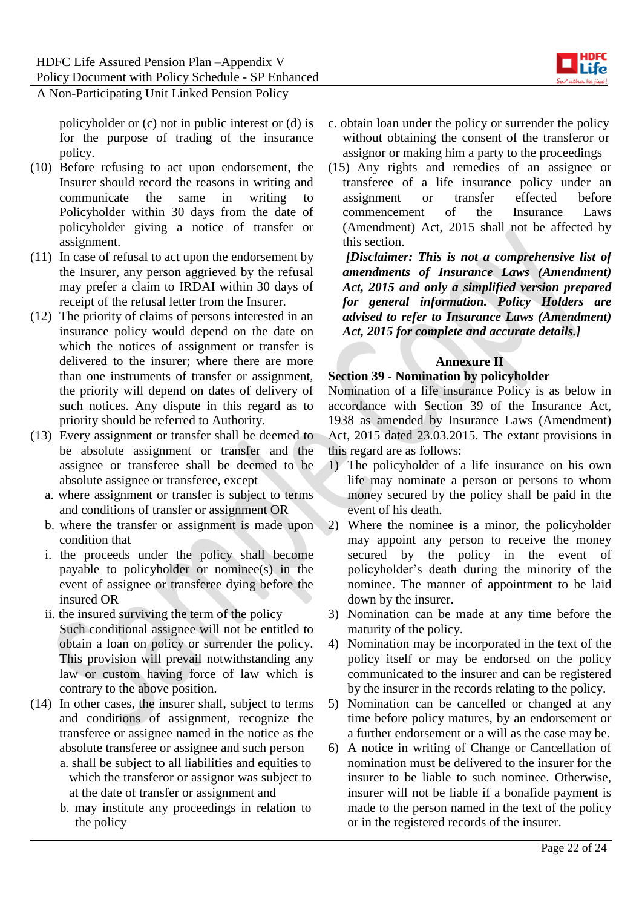policyholder or (c) not in public interest or (d) is for the purpose of trading of the insurance policy.

(10) Before refusing to act upon endorsement, the Insurer should record the reasons in writing and communicate the same in writing to Policyholder within 30 days from the date of policyholder giving a notice of transfer or assignment.

(11) In case of refusal to act upon the endorsement by the Insurer, any person aggrieved by the refusal may prefer a claim to IRDAI within 30 days of receipt of the refusal letter from the Insurer.

(12) The priority of claims of persons interested in an insurance policy would depend on the date on which the notices of assignment or transfer is delivered to the insurer; where there are more than one instruments of transfer or assignment, the priority will depend on dates of delivery of such notices. Any dispute in this regard as to priority should be referred to Authority.

(13) Every assignment or transfer shall be deemed to be absolute assignment or transfer and the assignee or transferee shall be deemed to be absolute assignee or transferee, except

a. where assignment or transfer is subject to terms and conditions of transfer or assignment OR

b. where the transfer or assignment is made upon condition that

i. the proceeds under the policy shall become payable to policyholder or nominee(s) in the event of assignee or transferee dying before the insured OR

ii. the insured surviving the term of the policy

Such conditional assignee will not be entitled to obtain a loan on policy or surrender the policy. This provision will prevail notwithstanding any law or custom having force of law which is contrary to the above position.

(14) In other cases, the insurer shall, subject to terms and conditions of assignment, recognize the transferee or assignee named in the notice as the absolute transferee or assignee and such person

a. shall be subject to all liabilities and equities to which the transferor or assignor was subject to at the date of transfer or assignment and

b. may institute any proceedings in relation to the policy

c. obtain loan under the policy or surrender the policy without obtaining the consent of the transferor or assignor or making him a party to the proceedings

(15) Any rights and remedies of an assignee or transferee of a life insurance policy under an assignment or transfer effected before commencement of the Insurance Laws (Amendment) Act, 2015 shall not be affected by this section.

***[Disclaimer: This is not a comprehensive list of amendments of Insurance Laws (Amendment) Act, 2015 and only a simplified version prepared for general information. Policy Holders are advised to refer to Insurance Laws (Amendment) Act, 2015 for complete and accurate details.]***

## Annexure II

### Section 39 - Nomination by policyholder

Nomination of a life insurance Policy is as below in accordance with Section 39 of the Insurance Act, 1938 as amended by Insurance Laws (Amendment) Act, 2015 dated 23.03.2015. The extant provisions in this regard are as follows:

1) The policyholder of a life insurance on his own life may nominate a person or persons to whom money secured by the policy shall be paid in the event of his death.
2) Where the nominee is a minor, the policyholder may appoint any person to receive the money secured by the policy in the event of policyholder's death during the minority of the nominee. The manner of appointment to be laid down by the insurer.
3) Nomination can be made at any time before the maturity of the policy.
4) Nomination may be incorporated in the text of the policy itself or may be endorsed on the policy communicated to the insurer and can be registered by the insurer in the records relating to the policy.
5) Nomination can be cancelled or changed at any time before policy matures, by an endorsement or a further endorsement or a will as the case may be.
6) A notice in writing of Change or Cancellation of nomination must be delivered to the insurer for the insurer to be liable to such nominee. Otherwise, insurer will not be liable if a bonafide payment is made to the person named in the text of the policy or in the registered records of the insurer.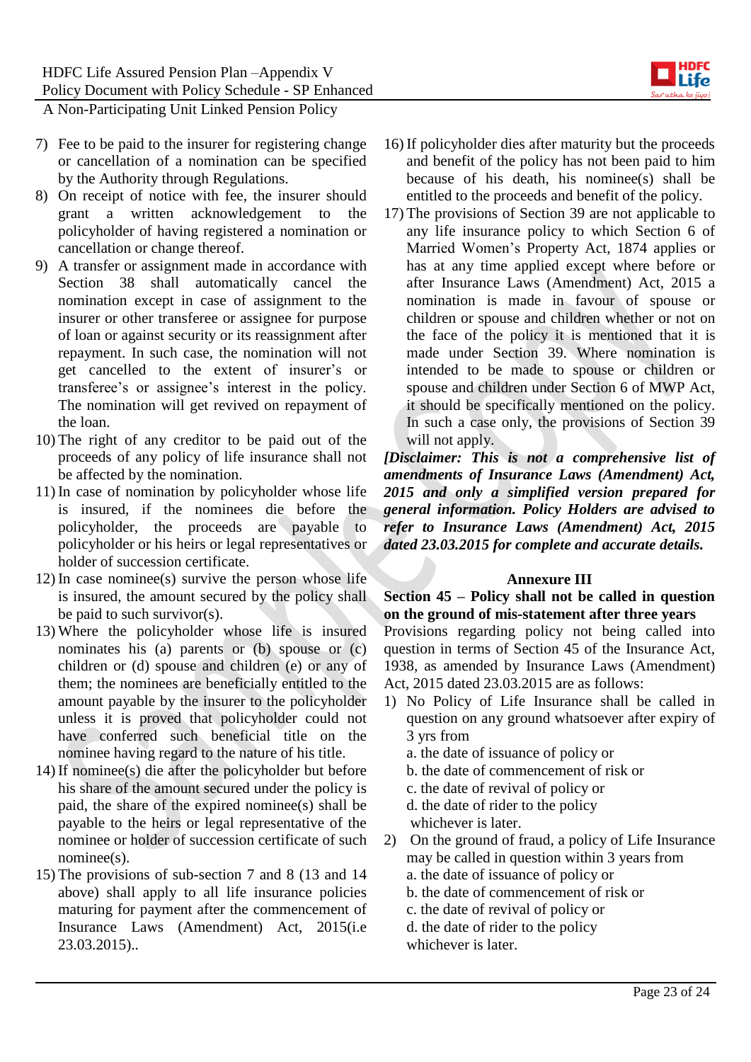7) Fee to be paid to the insurer for registering change or cancellation of a nomination can be specified by the Authority through Regulations.
8) On receipt of notice with fee, the insurer should grant a written acknowledgement to the policyholder of having registered a nomination or cancellation or change thereof.
9) A transfer or assignment made in accordance with Section 38 shall automatically cancel the nomination except in case of assignment to the insurer or other transferee or assignee for purpose of loan or against security or its reassignment after repayment. In such case, the nomination will not get cancelled to the extent of insurer's or transferee's or assignee's interest in the policy. The nomination will get revived on repayment of the loan.
10) The right of any creditor to be paid out of the proceeds of any policy of life insurance shall not be affected by the nomination.
11) In case of nomination by policyholder whose life is insured, if the nominees die before the policyholder, the proceeds are payable to policyholder or his heirs or legal representatives or holder of succession certificate.
12) In case nominee(s) survive the person whose life is insured, the amount secured by the policy shall be paid to such survivor(s).
13) Where the policyholder whose life is insured nominates his (a) parents or (b) spouse or (c) children or (d) spouse and children (e) or any of them; the nominees are beneficially entitled to the amount payable by the insurer to the policyholder unless it is proved that policyholder could not have conferred such beneficial title on the nominee having regard to the nature of his title.
14) If nominee(s) die after the policyholder but before his share of the amount secured under the policy is paid, the share of the expired nominee(s) shall be payable to the heirs or legal representative of the nominee or holder of succession certificate of such nominee(s).
15) The provisions of sub-section 7 and 8 (13 and 14 above) shall apply to all life insurance policies maturing for payment after the commencement of Insurance Laws (Amendment) Act, 2015(i.e 23.03.2015)..
16) If policyholder dies after maturity but the proceeds and benefit of the policy has not been paid to him because of his death, his nominee(s) shall be entitled to the proceeds and benefit of the policy.
17) The provisions of Section 39 are not applicable to any life insurance policy to which Section 6 of Married Women's Property Act, 1874 applies or has at any time applied except where before or after Insurance Laws (Amendment) Act, 2015 a nomination is made in favour of spouse or children or spouse and children whether or not on the face of the policy it is mentioned that it is made under Section 39. Where nomination is intended to be made to spouse or children or spouse and children under Section 6 of MWP Act, it should be specifically mentioned on the policy. In such a case only, the provisions of Section 39 will not apply.

***[Disclaimer: This is not a comprehensive list of amendments of Insurance Laws (Amendment) Act, 2015 and only a simplified version prepared for general information. Policy Holders are advised to refer to Insurance Laws (Amendment) Act, 2015 dated 23.03.2015 for complete and accurate details.***

## Annexure III

**Section 45 – Policy shall not be called in question on the ground of mis-statement after three years**

Provisions regarding policy not being called into question in terms of Section 45 of the Insurance Act, 1938, as amended by Insurance Laws (Amendment) Act, 2015 dated 23.03.2015 are as follows:

1) No Policy of Life Insurance shall be called in question on any ground whatsoever after expiry of 3 yrs from
   a. the date of issuance of policy or
   b. the date of commencement of risk or
   c. the date of revival of policy or
   d. the date of rider to the policy
   whichever is later.
2) On the ground of fraud, a policy of Life Insurance may be called in question within 3 years from
   a. the date of issuance of policy or
   b. the date of commencement of risk or
   c. the date of revival of policy or
   d. the date of rider to the policy
   whichever is later.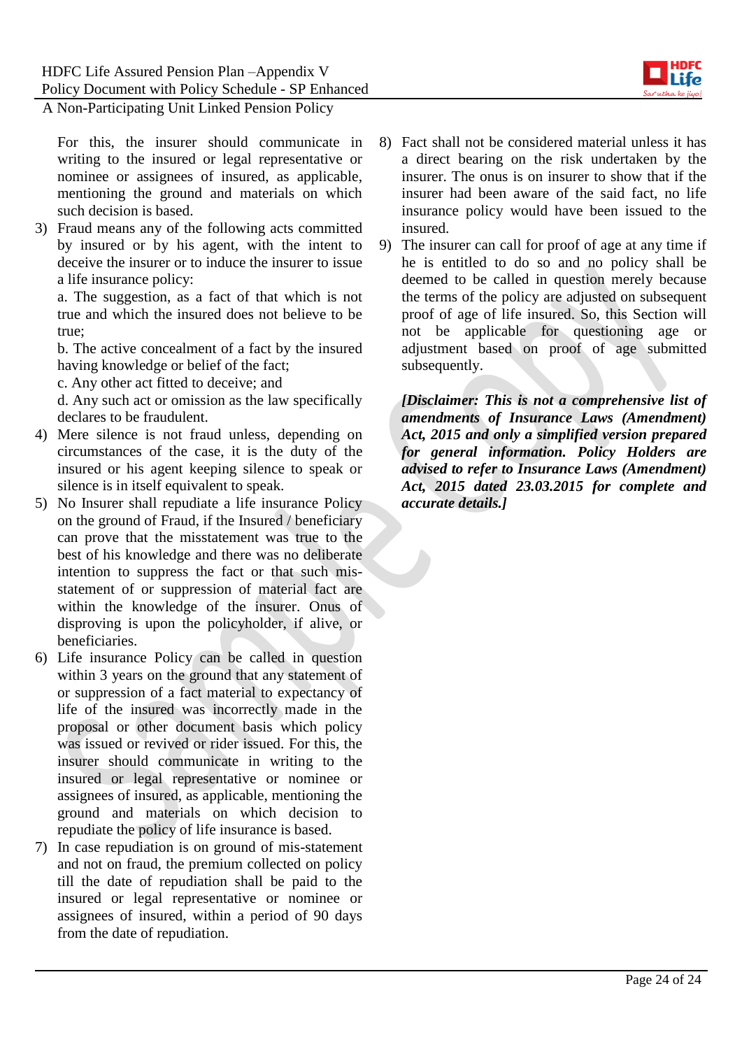For this, the insurer should communicate in writing to the insured or legal representative or nominee or assignees of insured, as applicable, mentioning the ground and materials on which such decision is based.

3) Fraud means any of the following acts committed by insured or by his agent, with the intent to deceive the insurer or to induce the insurer to issue a life insurance policy:
   a. The suggestion, as a fact of that which is not true and which the insured does not believe to be true;
   b. The active concealment of a fact by the insured having knowledge or belief of the fact;
   c. Any other act fitted to deceive; and
   d. Any such act or omission as the law specifically declares to be fraudulent.
4) Mere silence is not fraud unless, depending on circumstances of the case, it is the duty of the insured or his agent keeping silence to speak or silence is in itself equivalent to speak.
5) No Insurer shall repudiate a life insurance Policy on the ground of Fraud, if the Insured / beneficiary can prove that the misstatement was true to the best of his knowledge and there was no deliberate intention to suppress the fact or that such mis-statement of or suppression of material fact are within the knowledge of the insurer. Onus of disproving is upon the policyholder, if alive, or beneficiaries.
6) Life insurance Policy can be called in question within 3 years on the ground that any statement of or suppression of a fact material to expectancy of life of the insured was incorrectly made in the proposal or other document basis which policy was issued or revived or rider issued. For this, the insurer should communicate in writing to the insured or legal representative or nominee or assignees of insured, as applicable, mentioning the ground and materials on which decision to repudiate the policy of life insurance is based.
7) In case repudiation is on ground of mis-statement and not on fraud, the premium collected on policy till the date of repudiation shall be paid to the insured or legal representative or nominee or assignees of insured, within a period of 90 days from the date of repudiation.
8) Fact shall not be considered material unless it has a direct bearing on the risk undertaken by the insurer. The onus is on insurer to show that if the insurer had been aware of the said fact, no life insurance policy would have been issued to the insured.
9) The insurer can call for proof of age at any time if he is entitled to do so and no policy shall be deemed to be called in question merely because the terms of the policy are adjusted on subsequent proof of age of life insured. So, this Section will not be applicable for questioning age or adjustment based on proof of age submitted subsequently.

***[Disclaimer: This is not a comprehensive list of amendments of Insurance Laws (Amendment) Act, 2015 and only a simplified version prepared for general information. Policy Holders are advised to refer to Insurance Laws (Amendment) Act, 2015 dated 23.03.2015 for complete and accurate details.]***